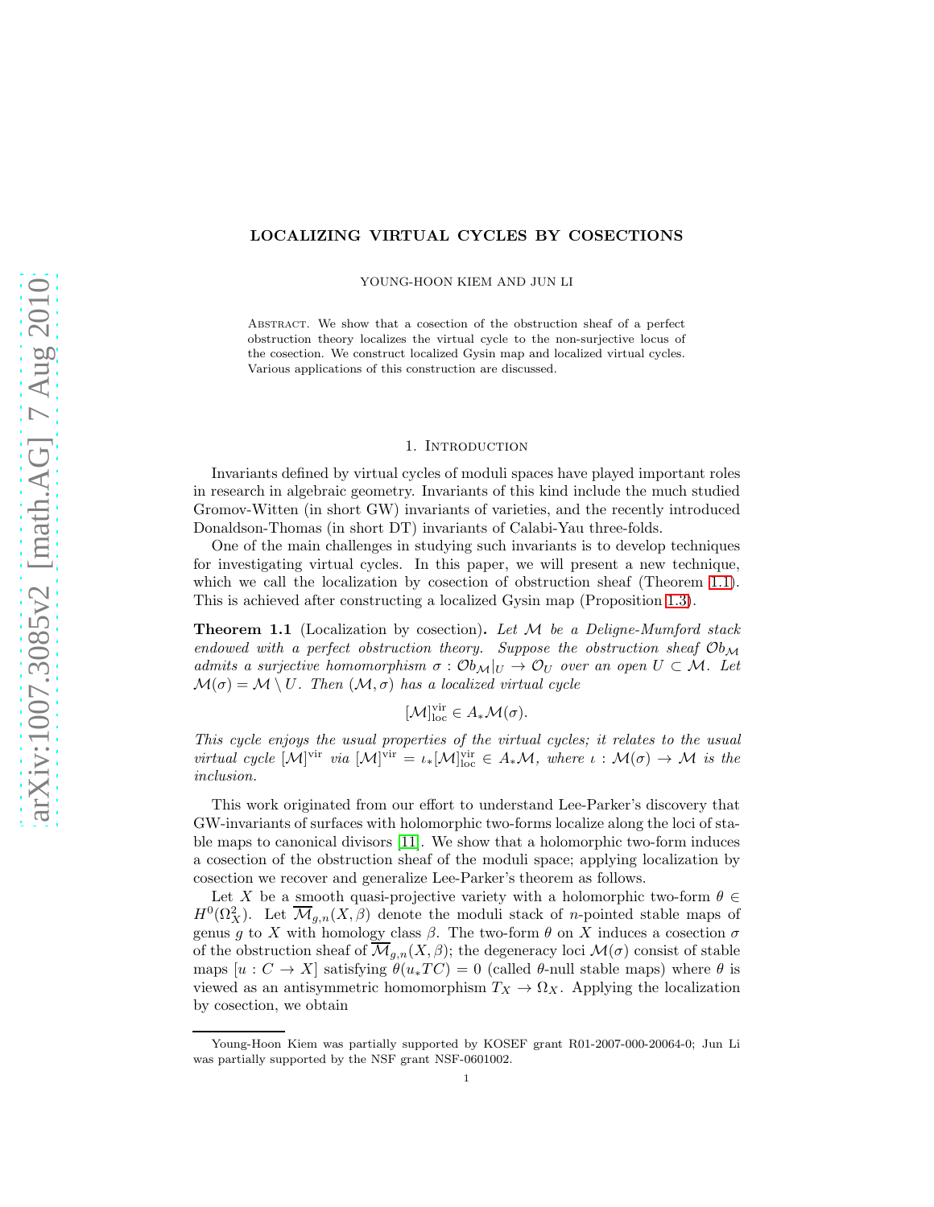# LOCALIZING VIRTUAL CYCLES BY COSECTIONS

YOUNG-HOON KIEM AND JUN LI

Abstract. We show that a cosection of the obstruction sheaf of a perfect obstruction theory localizes the virtual cycle to the non-surjective locus of the cosection. We construct localized Gysin map and localized virtual cycles. Various applications of this construction are discussed.

## 1. Introduction

Invariants defined by virtual cycles of moduli spaces have played important roles in research in algebraic geometry. Invariants of this kind include the much studied Gromov-Witten (in short GW) invariants of varieties, and the recently introduced Donaldson-Thomas (in short DT) invariants of Calabi-Yau three-folds.

One of the main challenges in studying such invariants is to develop techniques for investigating virtual cycles. In this paper, we will present a new technique, which we call the localization by cosection of obstruction sheaf (Theorem 1.1). This is achieved after constructing a localized Gysin map (Proposition 1.3).

**Theorem 1.1** (Localization by cosection)**.** *Let $\mathcal{M}$ be a Deligne-Mumford stack endowed with a perfect obstruction theory. Suppose the obstruction sheaf $\mathcal{O}b_{\mathcal{M}}$ admits a surjective homomorphism $\sigma : \mathcal{O}b_{\mathcal{M}}|_U \to \mathcal{O}_U$ over an open $U \subset \mathcal{M}$. Let $\mathcal{M}(\sigma) = \mathcal{M} \setminus U$. Then $(\mathcal{M}, \sigma)$ has a localized virtual cycle*

$$[\mathcal{M}]^{\rm vir}_{\rm loc} \in A_*\mathcal{M}(\sigma).$$

*This cycle enjoys the usual properties of the virtual cycles; it relates to the usual virtual cycle $[\mathcal{M}]^{\rm vir}$ via $[\mathcal{M}]^{\rm vir} = \iota_*[\mathcal{M}]^{\rm vir}_{\rm loc} \in A_*\mathcal{M}$, where $\iota : \mathcal{M}(\sigma) \to \mathcal{M}$ is the inclusion.*

This work originated from our effort to understand Lee-Parker's discovery that GW-invariants of surfaces with holomorphic two-forms localize along the loci of stable maps to canonical divisors [11]. We show that a holomorphic two-form induces a cosection of the obstruction sheaf of the moduli space; applying localization by cosection we recover and generalize Lee-Parker's theorem as follows.

Let $X$ be a smooth quasi-projective variety with a holomorphic two-form $\theta \in H^0(\Omega^2_X)$. Let $\overline{\mathcal{M}}_{g,n}(X, \beta)$ denote the moduli stack of $n$-pointed stable maps of genus $g$ to $X$ with homology class $\beta$. The two-form $\theta$ on $X$ induces a cosection $\sigma$ of the obstruction sheaf of $\overline{\mathcal{M}}_{g,n}(X, \beta)$; the degeneracy loci $\mathcal{M}(\sigma)$ consist of stable maps $[u : C \to X]$ satisfying $\theta(u_*TC) = 0$ (called $\theta$-null stable maps) where $\theta$ is viewed as an antisymmetric homomorphism $T_X \to \Omega_X$. Applying the localization by cosection, we obtain

Young-Hoon Kiem was partially supported by KOSEF grant R01-2007-000-20064-0; Jun Li was partially supported by the NSF grant NSF-0601002.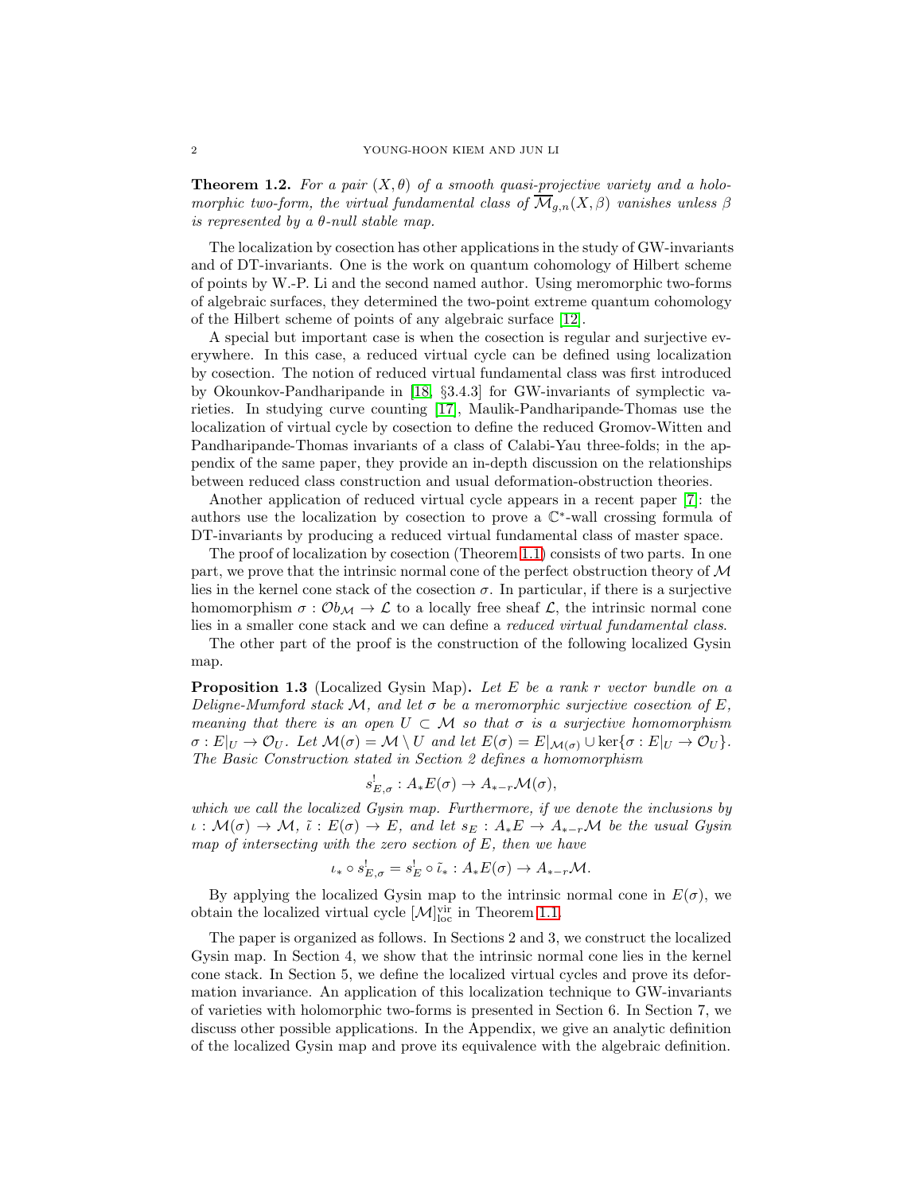**Theorem 1.2.** *For a pair $(X, \theta)$ of a smooth quasi-projective variety and a holomorphic two-form, the virtual fundamental class of $\overline{\mathcal{M}}_{g,n}(X, \beta)$ vanishes unless $\beta$ is represented by a $\theta$-null stable map.*

The localization by cosection has other applications in the study of GW-invariants and of DT-invariants. One is the work on quantum cohomology of Hilbert scheme of points by W.-P. Li and the second named author. Using meromorphic two-forms of algebraic surfaces, they determined the two-point extreme quantum cohomology of the Hilbert scheme of points of any algebraic surface [12].

A special but important case is when the cosection is regular and surjective everywhere. In this case, a reduced virtual cycle can be defined using localization by cosection. The notion of reduced virtual fundamental class was first introduced by Okounkov-Pandharipande in [18, §3.4.3] for GW-invariants of symplectic varieties. In studying curve counting [17], Maulik-Pandharipande-Thomas use the localization of virtual cycle by cosection to define the reduced Gromov-Witten and Pandharipande-Thomas invariants of a class of Calabi-Yau three-folds; in the appendix of the same paper, they provide an in-depth discussion on the relationships between reduced class construction and usual deformation-obstruction theories.

Another application of reduced virtual cycle appears in a recent paper [7]: the authors use the localization by cosection to prove a $\mathbb{C}^*$-wall crossing formula of DT-invariants by producing a reduced virtual fundamental class of master space.

The proof of localization by cosection (Theorem 1.1) consists of two parts. In one part, we prove that the intrinsic normal cone of the perfect obstruction theory of $\mathcal{M}$ lies in the kernel cone stack of the cosection $\sigma$. In particular, if there is a surjective homomorphism $\sigma : \mathcal{O}b_{\mathcal{M}} \to \mathcal{L}$ to a locally free sheaf $\mathcal{L}$, the intrinsic normal cone lies in a smaller cone stack and we can define a *reduced virtual fundamental class*.

The other part of the proof is the construction of the following localized Gysin map.

**Proposition 1.3** (Localized Gysin Map)**.** *Let $E$ be a rank $r$ vector bundle on a Deligne-Mumford stack $\mathcal{M}$, and let $\sigma$ be a meromorphic surjective cosection of $E$, meaning that there is an open $U \subset \mathcal{M}$ so that $\sigma$ is a surjective homomorphism $\sigma : E|_U \to \mathcal{O}_U$. Let $\mathcal{M}(\sigma) = \mathcal{M} \setminus U$ and let $E(\sigma) = E|_{\mathcal{M}(\sigma)} \cup \ker\{\sigma : E|_U \to \mathcal{O}_U\}$. The Basic Construction stated in Section 2 defines a homomorphism*

$$s^!_{E,\sigma} : A_*E(\sigma) \to A_{*-r}\mathcal{M}(\sigma),$$

*which we call the localized Gysin map. Furthermore, if we denote the inclusions by $\iota : \mathcal{M}(\sigma) \to \mathcal{M}$, $\tilde{\iota} : E(\sigma) \to E$, and let $s_E : A_*E \to A_{*-r}\mathcal{M}$ be the usual Gysin map of intersecting with the zero section of $E$, then we have*

$$\iota_* \circ s^!_{E,\sigma} = s^!_E \circ \tilde{\iota}_* : A_*E(\sigma) \to A_{*-r}\mathcal{M}.$$

By applying the localized Gysin map to the intrinsic normal cone in $E(\sigma)$, we obtain the localized virtual cycle $[\mathcal{M}]^{\mathrm{vir}}_{\mathrm{loc}}$ in Theorem 1.1.

The paper is organized as follows. In Sections 2 and 3, we construct the localized Gysin map. In Section 4, we show that the intrinsic normal cone lies in the kernel cone stack. In Section 5, we define the localized virtual cycles and prove its deformation invariance. An application of this localization technique to GW-invariants of varieties with holomorphic two-forms is presented in Section 6. In Section 7, we discuss other possible applications. In the Appendix, we give an analytic definition of the localized Gysin map and prove its equivalence with the algebraic definition.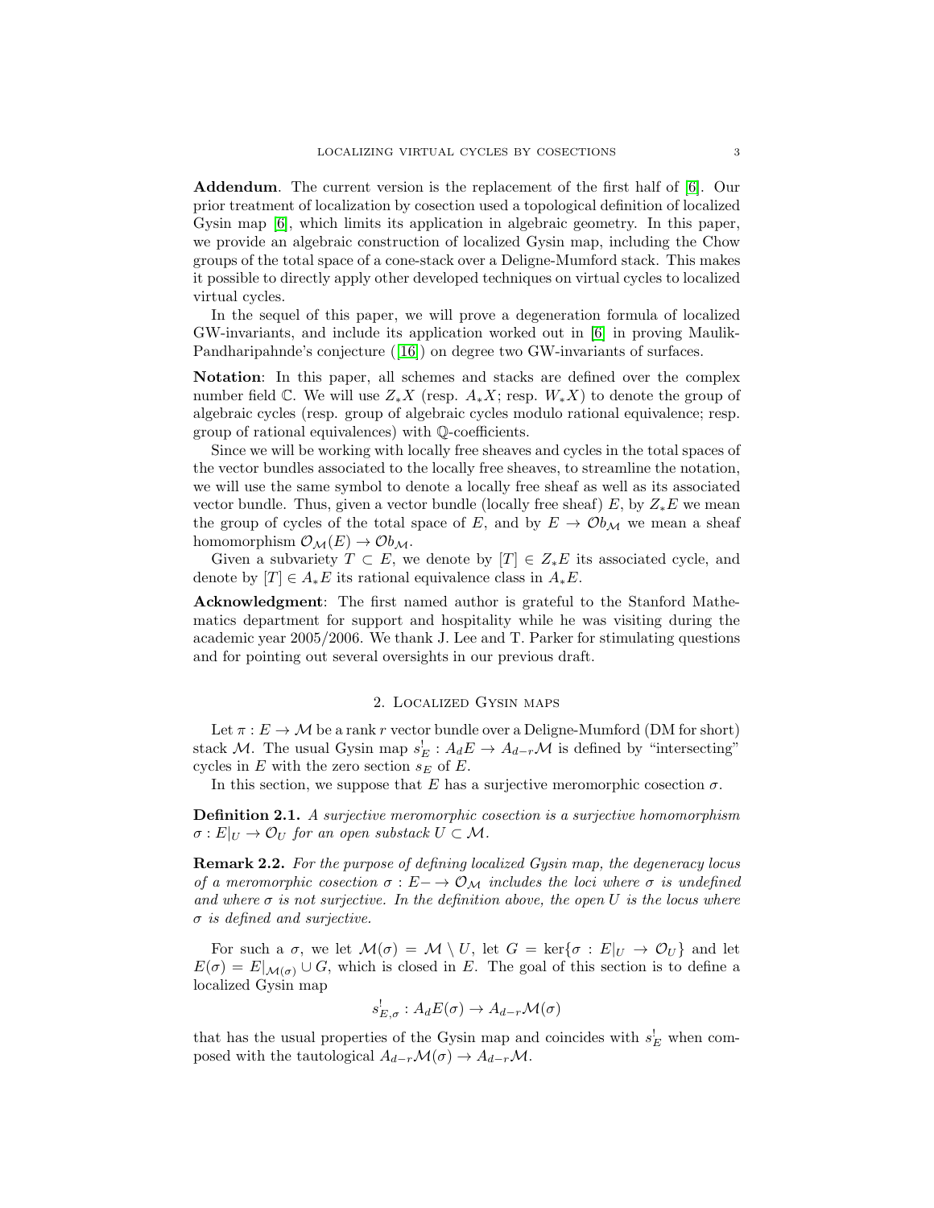**Addendum**. The current version is the replacement of the first half of [6]. Our prior treatment of localization by cosection used a topological definition of localized Gysin map [6], which limits its application in algebraic geometry. In this paper, we provide an algebraic construction of localized Gysin map, including the Chow groups of the total space of a cone-stack over a Deligne-Mumford stack. This makes it possible to directly apply other developed techniques on virtual cycles to localized virtual cycles.

In the sequel of this paper, we will prove a degeneration formula of localized GW-invariants, and include its application worked out in [6] in proving Maulik-Pandharipahnde's conjecture ([16]) on degree two GW-invariants of surfaces.

**Notation**: In this paper, all schemes and stacks are defined over the complex number field $\mathbb{C}$. We will use $Z_*X$ (resp. $A_*X$; resp. $W_*X$) to denote the group of algebraic cycles (resp. group of algebraic cycles modulo rational equivalence; resp. group of rational equivalences) with $\mathbb{Q}$-coefficients.

Since we will be working with locally free sheaves and cycles in the total spaces of the vector bundles associated to the locally free sheaves, to streamline the notation, we will use the same symbol to denote a locally free sheaf as well as its associated vector bundle. Thus, given a vector bundle (locally free sheaf) $E$, by $Z_*E$ we mean the group of cycles of the total space of $E$, and by $E \to \mathcal{O}b_{\mathcal{M}}$ we mean a sheaf homomorphism $\mathcal{O}_{\mathcal{M}}(E) \to \mathcal{O}b_{\mathcal{M}}$.

Given a subvariety $T \subset E$, we denote by $[T] \in Z_*E$ its associated cycle, and denote by $[T] \in A_*E$ its rational equivalence class in $A_*E$.

**Acknowledgment**: The first named author is grateful to the Stanford Mathematics department for support and hospitality while he was visiting during the academic year 2005/2006. We thank J. Lee and T. Parker for stimulating questions and for pointing out several oversights in our previous draft.

## 2. Localized Gysin maps

Let $\pi : E \to \mathcal{M}$ be a rank $r$ vector bundle over a Deligne-Mumford (DM for short) stack $\mathcal{M}$. The usual Gysin map $s_E^! : A_d E \to A_{d-r}\mathcal{M}$ is defined by "intersecting" cycles in $E$ with the zero section $s_E$ of $E$.

In this section, we suppose that $E$ has a surjective meromorphic cosection $\sigma$.

**Definition 2.1.** *A surjective meromorphic cosection is a surjective homomorphism $\sigma : E|_U \to \mathcal{O}_U$ for an open substack $U \subset \mathcal{M}$.*

**Remark 2.2.** *For the purpose of defining localized Gysin map, the degeneracy locus of a meromorphic cosection $\sigma : E - \to \mathcal{O}_{\mathcal{M}}$ includes the loci where $\sigma$ is undefined and where $\sigma$ is not surjective. In the definition above, the open $U$ is the locus where $\sigma$ is defined and surjective.*

For such a $\sigma$, we let $\mathcal{M}(\sigma) = \mathcal{M} \setminus U$, let $G = \ker\{\sigma : E|_U \to \mathcal{O}_U\}$ and let $E(\sigma) = E|_{\mathcal{M}(\sigma)} \cup G$, which is closed in $E$. The goal of this section is to define a localized Gysin map

$$s_{E,\sigma}^! : A_d E(\sigma) \to A_{d-r}\mathcal{M}(\sigma)$$

that has the usual properties of the Gysin map and coincides with $s_E^!$ when composed with the tautological $A_{d-r}\mathcal{M}(\sigma) \to A_{d-r}\mathcal{M}$.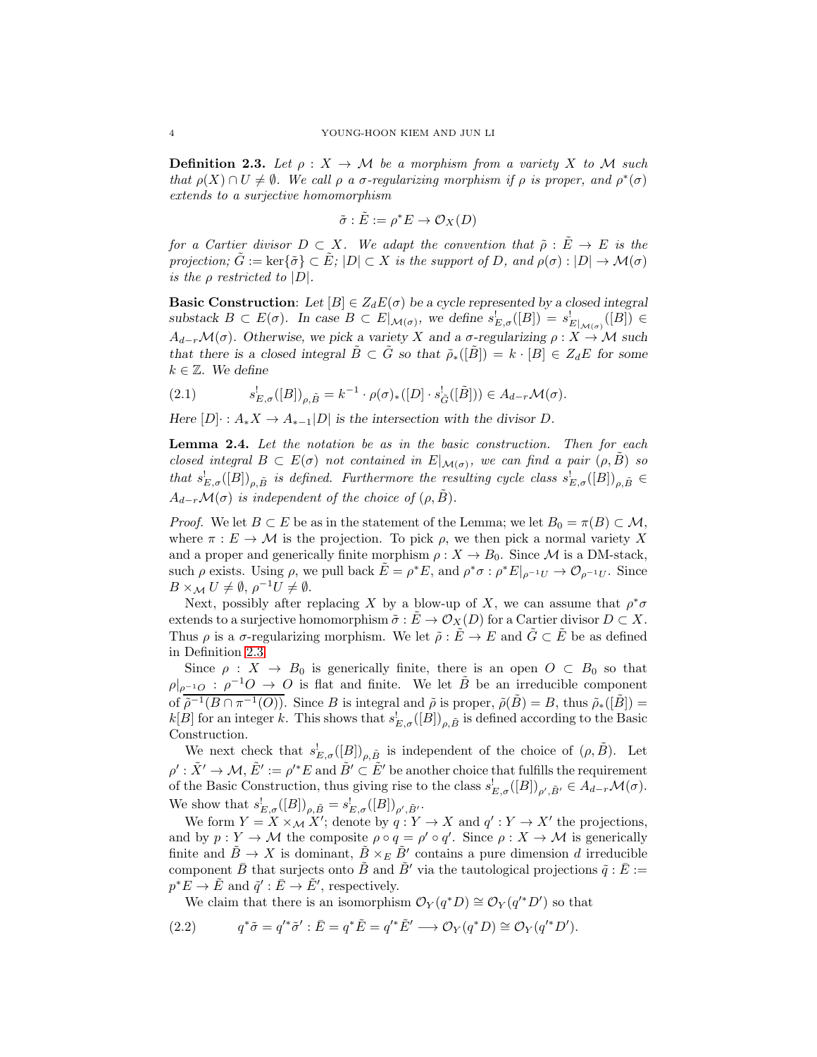**Definition 2.3.** *Let $\rho : X \to \mathcal{M}$ be a morphism from a variety $X$ to $\mathcal{M}$ such that $\rho(X) \cap U \neq \emptyset$. We call $\rho$ a $\sigma$-regularizing morphism if $\rho$ is proper, and $\rho^*(\sigma)$ extends to a surjective homomorphism*

$$\tilde{\sigma} : \tilde{E} := \rho^* E \to \mathcal{O}_X(D)$$

*for a Cartier divisor $D \subset X$. We adapt the convention that $\tilde{\rho} : \tilde{E} \to E$ is the projection; $\tilde{G} := \ker\{\tilde{\sigma}\} \subset \tilde{E}$; $|D| \subset X$ is the support of $D$, and $\rho(\sigma) : |D| \to \mathcal{M}(\sigma)$ is the $\rho$ restricted to $|D|$.*

**Basic Construction**: *Let $[B] \in Z_d E(\sigma)$ be a cycle represented by a closed integral substack $B \subset E(\sigma)$. In case $B \subset E|_{\mathcal{M}(\sigma)}$, we define $s^!_{E,\sigma}([B]) = s^!_{E|_{\mathcal{M}(\sigma)}}([B]) \in A_{d-r}\mathcal{M}(\sigma)$. Otherwise, we pick a variety $X$ and a $\sigma$-regularizing $\rho : X \to \mathcal{M}$ such that there is a closed integral $\tilde{B} \subset \tilde{G}$ so that $\tilde{\rho}_*([\tilde{B}]) = k \cdot [B] \in Z_d E$ for some $k \in \mathbb{Z}$. We define*

$$s^!_{E,\sigma}([B])_{\rho,\tilde{B}} = k^{-1} \cdot \rho(\sigma)_*([D] \cdot s^!_{\tilde{G}}([\tilde{B}])) \in A_{d-r}\mathcal{M}(\sigma). \tag{2.1}$$

*Here $[D]\cdot : A_*X \to A_{*-1}|D|$ is the intersection with the divisor $D$.*

**Lemma 2.4.** *Let the notation be as in the basic construction. Then for each closed integral $B \subset E(\sigma)$ not contained in $E|_{\mathcal{M}(\sigma)}$, we can find a pair $(\rho, \tilde{B})$ so that $s^!_{E,\sigma}([B])_{\rho,\tilde{B}}$ is defined. Furthermore the resulting cycle class $s^!_{E,\sigma}([B])_{\rho,\tilde{B}} \in A_{d-r}\mathcal{M}(\sigma)$ is independent of the choice of $(\rho, \tilde{B})$.*

*Proof.* We let $B \subset E$ be as in the statement of the Lemma; we let $B_0 = \pi(B) \subset \mathcal{M}$, where $\pi : E \to \mathcal{M}$ is the projection. To pick $\rho$, we then pick a normal variety $X$ and a proper and generically finite morphism $\rho : X \to B_0$. Since $\mathcal{M}$ is a DM-stack, such $\rho$ exists. Using $\rho$, we pull back $\tilde{E} = \rho^* E$, and $\rho^*\sigma : \rho^* E|_{\rho^{-1}U} \to \mathcal{O}_{\rho^{-1}U}$. Since $B \times_{\mathcal{M}} U \neq \emptyset$, $\rho^{-1}U \neq \emptyset$.

Next, possibly after replacing $X$ by a blow-up of $X$, we can assume that $\rho^*\sigma$ extends to a surjective homomorphism $\tilde{\sigma} : \tilde{E} \to \mathcal{O}_X(D)$ for a Cartier divisor $D \subset X$. Thus $\rho$ is a $\sigma$-regularizing morphism. We let $\tilde{\rho} : \tilde{E} \to E$ and $\tilde{G} \subset \tilde{E}$ be as defined in Definition 2.3.

Since $\rho : X \to B_0$ is generically finite, there is an open $O \subset B_0$ so that $\rho|_{\rho^{-1}O} : \rho^{-1}O \to O$ is flat and finite. We let $\tilde{B}$ be an irreducible component of $\overline{\tilde{\rho}^{-1}(B \cap \pi^{-1}(O))}$. Since $B$ is integral and $\tilde{\rho}$ is proper, $\tilde{\rho}(\tilde{B}) = B$, thus $\tilde{\rho}_*([\tilde{B}]) = k[B]$ for an integer $k$. This shows that $s^!_{E,\sigma}([B])_{\rho,\tilde{B}}$ is defined according to the Basic Construction.

We next check that $s^!_{E,\sigma}([B])_{\rho,\tilde{B}}$ is independent of the choice of $(\rho, \tilde{B})$. Let $\rho' : \tilde{X}' \to \mathcal{M}$, $\tilde{E}' := \rho'^* E$ and $\tilde{B}' \subset \tilde{E}'$ be another choice that fulfills the requirement of the Basic Construction, thus giving rise to the class $s^!_{E,\sigma}([B])_{\rho',\tilde{B}'} \in A_{d-r}\mathcal{M}(\sigma)$. We show that $s^!_{E,\sigma}([B])_{\rho,\tilde{B}} = s^!_{E,\sigma}([B])_{\rho',\tilde{B}'}$.

We form $Y = X \times_{\mathcal{M}} X'$; denote by $q : Y \to X$ and $q' : Y \to X'$ the projections, and by $p : Y \to \mathcal{M}$ the composite $\rho \circ q = \rho' \circ q'$. Since $\rho : X \to \mathcal{M}$ is generically finite and $\tilde{B} \to X$ is dominant, $\tilde{B} \times_E \tilde{B}'$ contains a pure dimension $d$ irreducible component $\bar{B}$ that surjects onto $\tilde{B}$ and $\tilde{B}'$ via the tautological projections $\tilde{q} : \bar{E} := p^* E \to \tilde{E}$ and $\tilde{q}' : \bar{E} \to \tilde{E}'$, respectively.

We claim that there is an isomorphism $\mathcal{O}_Y(q^* D) \cong \mathcal{O}_Y(q'^* D')$ so that

$$q^*\tilde{\sigma} = q'^*\tilde{\sigma}' : \bar{E} = q^*\tilde{E} = q'^*\tilde{E}' \longrightarrow \mathcal{O}_Y(q^* D) \cong \mathcal{O}_Y(q'^* D'). \tag{2.2}$$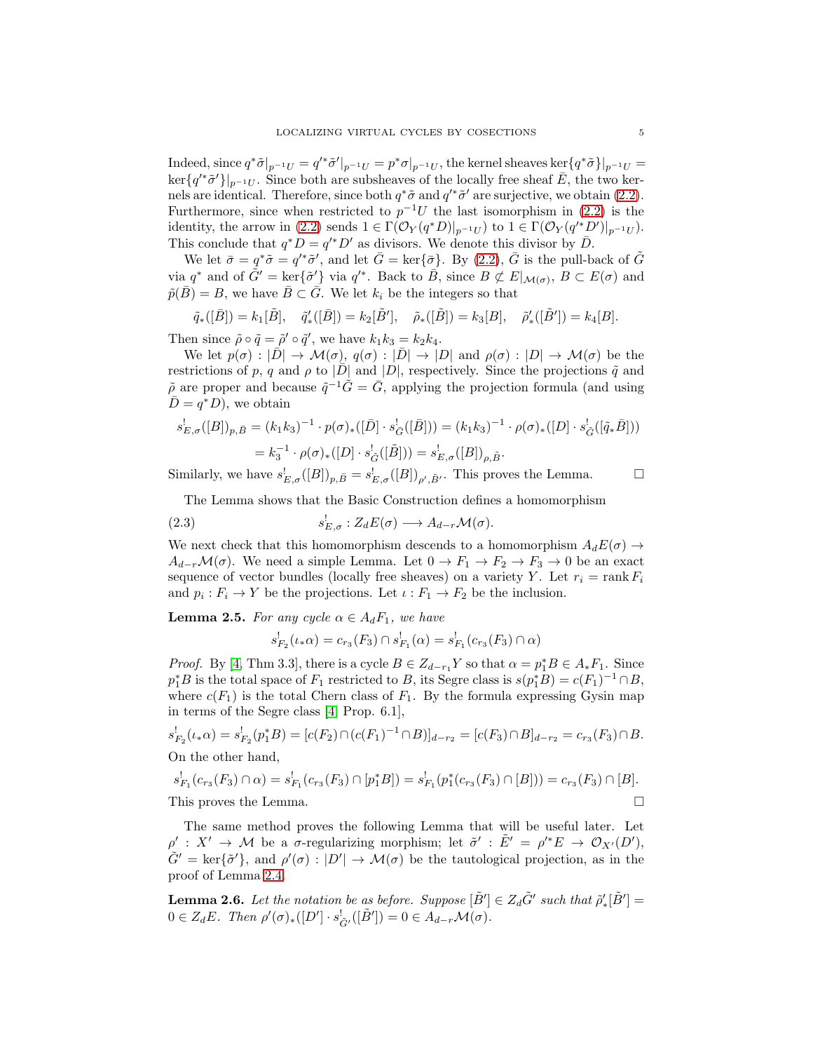Indeed, since $q^*\tilde\sigma|_{p^{-1}U} = q'^*\tilde\sigma'|_{p^{-1}U} = p^*\sigma|_{p^{-1}U}$, the kernel sheaves $\ker\{q^*\tilde\sigma\}|_{p^{-1}U} = \ker\{q'^*\tilde\sigma'\}|_{p^{-1}U}$. Since both are subsheaves of the locally free sheaf $\bar E$, the two kernels are identical. Therefore, since both $q^*\tilde\sigma$ and $q'^*\tilde\sigma'$ are surjective, we obtain (2.2). Furthermore, since when restricted to $p^{-1}U$ the last isomorphism in (2.2) is the identity, the arrow in (2.2) sends $1 \in \Gamma(\mathcal{O}_Y(q^*D)|_{p^{-1}U})$ to $1 \in \Gamma(\mathcal{O}_Y(q'^*D')|_{p^{-1}U})$. This conclude that $q^*D = q'^*D'$ as divisors. We denote this divisor by $\bar D$.

We let $\bar\sigma = q^*\tilde\sigma = q'^*\tilde\sigma'$, and let $\bar G = \ker\{\bar\sigma\}$. By (2.2), $\bar G$ is the pull-back of $\tilde G$ via $q^*$ and of $\tilde G' = \ker\{\tilde\sigma'\}$ via $q'^*$. Back to $\bar B$, since $B \not\subset E|_{\mathcal{M}(\sigma)}$, $B \subset E(\sigma)$ and $\tilde p(\bar B) = B$, we have $\bar B \subset \bar G$. We let $k_i$ be the integers so that

$$\tilde q_*([\bar B]) = k_1[\tilde B], \quad \tilde q'_*([\bar B]) = k_2[\tilde B'], \quad \tilde\rho_*([\tilde B]) = k_3[B], \quad \tilde\rho'_*([\tilde B']) = k_4[B].$$

Then since $\tilde\rho\circ\tilde q = \tilde\rho'\circ\tilde q'$, we have $k_1k_3 = k_2k_4$.

We let $p(\sigma): |\bar D| \to \mathcal{M}(\sigma)$, $q(\sigma): |\bar D| \to |D|$ and $\rho(\sigma): |D| \to \mathcal{M}(\sigma)$ be the restrictions of $p$, $q$ and $\rho$ to $|\bar D|$ and $|D|$, respectively. Since the projections $\tilde q$ and $\tilde\rho$ are proper and because $\tilde q^{-1}\tilde G = \bar G$, applying the projection formula (and using $\bar D = q^*D$), we obtain

$$\begin{aligned}
s^!_{E,\sigma}([B])_{p,\bar B} &= (k_1k_3)^{-1}\cdot p(\sigma)_*([\bar D]\cdot s^!_{\bar G}([\bar B])) = (k_1k_3)^{-1}\cdot \rho(\sigma)_*([D]\cdot s^!_{\tilde G}([\tilde q_*\bar B]))\\
&= k_3^{-1}\cdot \rho(\sigma)_*([D]\cdot s^!_{\tilde G}([\tilde B])) = s^!_{E,\sigma}([B])_{\rho,\tilde B}.
\end{aligned}$$

Similarly, we have $s^!_{E,\sigma}([B])_{p,\bar B} = s^!_{E,\sigma}([B])_{\rho',\tilde B'}$. This proves the Lemma. $\square$

The Lemma shows that the Basic Construction defines a homomorphism

$$s^!_{E,\sigma}: Z_dE(\sigma) \longrightarrow A_{d-r}\mathcal{M}(\sigma). \tag{2.3}$$

We next check that this homomorphism descends to a homomorphism $A_dE(\sigma) \to A_{d-r}\mathcal{M}(\sigma)$. We need a simple Lemma. Let $0 \to F_1 \to F_2 \to F_3 \to 0$ be an exact sequence of vector bundles (locally free sheaves) on a variety $Y$. Let $r_i = \operatorname{rank} F_i$ and $p_i: F_i \to Y$ be the projections. Let $\iota: F_1 \to F_2$ be the inclusion.

**Lemma 2.5.** *For any cycle $\alpha \in A_dF_1$, we have*

$$s^!_{F_2}(\iota_*\alpha) = c_{r_3}(F_3)\cap s^!_{F_1}(\alpha) = s^!_{F_1}(c_{r_3}(F_3)\cap\alpha)$$

*Proof.* By [4, Thm 3.3], there is a cycle $B \in Z_{d-r_1}Y$ so that $\alpha = p_1^*B \in A_*F_1$. Since $p_1^*B$ is the total space of $F_1$ restricted to $B$, its Segre class is $s(p_1^*B) = c(F_1)^{-1}\cap B$, where $c(F_1)$ is the total Chern class of $F_1$. By the formula expressing Gysin map in terms of the Segre class [4, Prop. 6.1],

$$s^!_{F_2}(\iota_*\alpha) = s^!_{F_2}(p_1^*B) = [c(F_2)\cap(c(F_1)^{-1}\cap B)]_{d-r_2} = [c(F_3)\cap B]_{d-r_2} = c_{r_3}(F_3)\cap B.$$

On the other hand,

$$s^!_{F_1}(c_{r_3}(F_3)\cap\alpha) = s^!_{F_1}(c_{r_3}(F_3)\cap[p_1^*B]) = s^!_{F_1}(p_1^*(c_{r_3}(F_3)\cap[B])) = c_{r_3}(F_3)\cap[B].$$

This proves the Lemma. $\square$

The same method proves the following Lemma that will be useful later. Let $\rho': X' \to \mathcal{M}$ be a $\sigma$-regularizing morphism; let $\tilde\sigma': \tilde E' = \rho'^*E \to \mathcal{O}_{X'}(D')$, $\tilde G' = \ker\{\tilde\sigma'\}$, and $\rho'(\sigma): |D'| \to \mathcal{M}(\sigma)$ be the tautological projection, as in the proof of Lemma 2.4.

**Lemma 2.6.** *Let the notation be as before. Suppose $[\tilde B'] \in Z_d\tilde G'$ such that $\tilde\rho'_*[\tilde B'] = 0 \in Z_dE$. Then $\rho'(\sigma)_*([D']\cdot s^!_{\tilde G'}([\tilde B'])) = 0 \in A_{d-r}\mathcal{M}(\sigma)$.*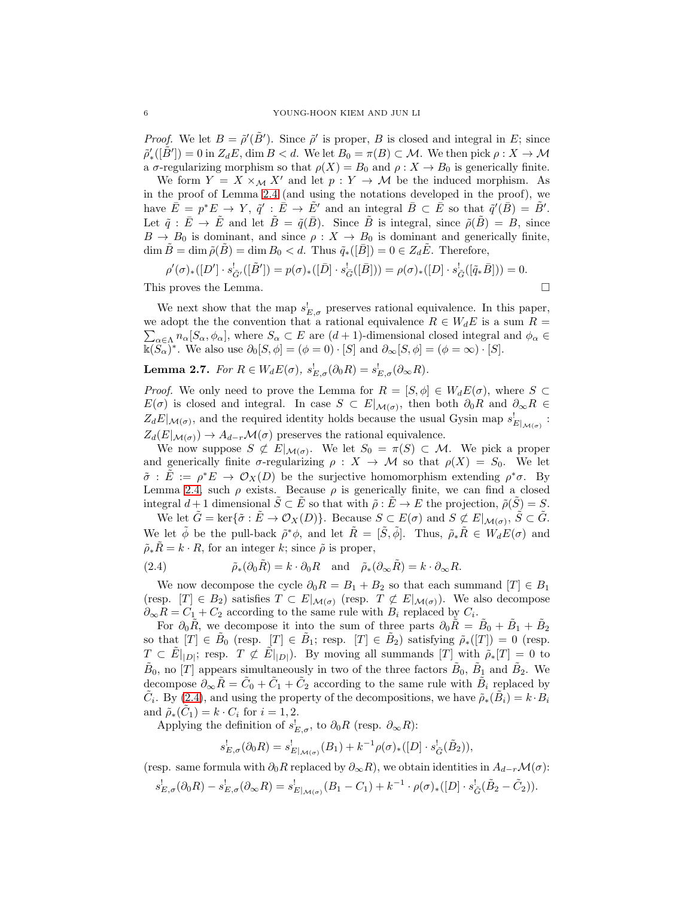*Proof.* We let $B = \tilde\rho'(\tilde B')$. Since $\tilde\rho'$ is proper, $B$ is closed and integral in $E$; since $\tilde\rho'_*([\tilde B']) = 0$ in $Z_d E$, $\dim B < d$. We let $B_0 = \pi(B) \subset \mathcal{M}$. We then pick $\rho : X \to \mathcal{M}$ a $\sigma$-regularizing morphism so that $\rho(X) = B_0$ and $\rho : X \to B_0$ is generically finite.

We form $Y = X \times_{\mathcal{M}} X'$ and let $p : Y \to \mathcal{M}$ be the induced morphism. As in the proof of Lemma 2.4 (and using the notations developed in the proof), we have $\bar E = p^* E \to Y$, $\tilde q' : \bar E \to \tilde E'$ and an integral $\bar B \subset \bar E$ so that $\tilde q'(\bar B) = \tilde B'$. Let $\tilde q : \bar E \to \tilde E$ and let $\tilde B = \tilde q(\bar B)$. Since $\tilde B$ is integral, since $\tilde\rho(\tilde B) = B$, since $B \to B_0$ is dominant, and since $\rho : X \to B_0$ is dominant and generically finite, $\dim \tilde B = \dim \tilde\rho(\tilde B) = \dim B_0 < d$. Thus $\tilde q_*([\bar B]) = 0 \in Z_d \tilde E$. Therefore,

$$\rho'(\sigma)_*([D'] \cdot s^!_{\tilde G'}([\tilde B'])) = p(\sigma)_*([\bar D] \cdot s^!_{\bar G}([\bar B])) = \rho(\sigma)_*([D] \cdot s^!_{\tilde G}([\tilde q_* \bar B])) = 0.$$

This proves the Lemma. $\square$

We next show that the map $s^!_{E,\sigma}$ preserves rational equivalence. In this paper, we adopt the the convention that a rational equivalence $R \in W_d E$ is a sum $R = \sum_{\alpha\in\Lambda} n_\alpha [S_\alpha, \phi_\alpha]$, where $S_\alpha \subset E$ are $(d+1)$-dimensional closed integral and $\phi_\alpha \in \Bbbk(S_\alpha)^*$. We also use $\partial_0[S,\phi] = (\phi = 0)\cdot[S]$ and $\partial_\infty[S,\phi] = (\phi = \infty)\cdot[S]$.

**Lemma 2.7.** *For $R \in W_d E(\sigma)$, $s^!_{E,\sigma}(\partial_0 R) = s^!_{E,\sigma}(\partial_\infty R)$.*

*Proof.* We only need to prove the Lemma for $R = [S,\phi] \in W_d E(\sigma)$, where $S \subset E(\sigma)$ is closed and integral. In case $S \subset E|_{\mathcal{M}(\sigma)}$, then both $\partial_0 R$ and $\partial_\infty R \in Z_d E|_{\mathcal{M}(\sigma)}$, and the required identity holds because the usual Gysin map $s^!_{E|_{\mathcal{M}(\sigma)}} : Z_d(E|_{\mathcal{M}(\sigma)}) \to A_{d-r}\mathcal{M}(\sigma)$ preserves the rational equivalence.

We now suppose $S \not\subset E|_{\mathcal{M}(\sigma)}$. We let $S_0 = \pi(S) \subset \mathcal{M}$. We pick a proper and generically finite $\sigma$-regularizing $\rho : X \to \mathcal{M}$ so that $\rho(X) = S_0$. We let $\tilde\sigma : \tilde E := \rho^* E \to \mathcal{O}_X(D)$ be the surjective homomorphism extending $\rho^*\sigma$. By Lemma 2.4, such $\rho$ exists. Because $\rho$ is generically finite, we can find a closed integral $d+1$ dimensional $\tilde S \subset \tilde E$ so that with $\tilde\rho : \tilde E \to E$ the projection, $\tilde\rho(\tilde S) = S$.

We let $\tilde G = \ker\{\tilde\sigma : \tilde E \to \mathcal{O}_X(D)\}$. Because $S \subset E(\sigma)$ and $S \not\subset E|_{\mathcal{M}(\sigma)}$, $\tilde S \subset \tilde G$. We let $\tilde\phi$ be the pull-back $\tilde\rho^*\phi$, and let $\tilde R = [\tilde S, \tilde\phi]$. Thus, $\tilde\rho_* \tilde R \in W_d E(\sigma)$ and $\tilde\rho_* \tilde R = k \cdot R$, for an integer $k$; since $\tilde\rho$ is proper,

$$\tilde\rho_*(\partial_0 \tilde R) = k \cdot \partial_0 R \quad \text{and} \quad \tilde\rho_*(\partial_\infty \tilde R) = k \cdot \partial_\infty R. \tag{2.4}$$

We now decompose the cycle $\partial_0 R = B_1 + B_2$ so that each summand $[T] \in B_1$ (resp. $[T] \in B_2$) satisfies $T \subset E|_{\mathcal{M}(\sigma)}$ (resp. $T \not\subset E|_{\mathcal{M}(\sigma)}$). We also decompose $\partial_\infty R = C_1 + C_2$ according to the same rule with $B_i$ replaced by $C_i$.

For $\partial_0 \tilde R$, we decompose it into the sum of three parts $\partial_0 \tilde R = \tilde B_0 + \tilde B_1 + \tilde B_2$ so that $[T] \in \tilde B_0$ (resp. $[T] \in \tilde B_1$; resp. $[T] \in \tilde B_2$) satisfying $\tilde\rho_*([T]) = 0$ (resp. $T \subset \tilde E|_{|D|}$; resp. $T \not\subset \tilde E|_{|D|}$). By moving all summands $[T]$ with $\tilde\rho_*[T] = 0$ to $\tilde B_0$, no $[T]$ appears simultaneously in two of the three factors $\tilde B_0$, $\tilde B_1$ and $\tilde B_2$. We decompose $\partial_\infty \tilde R = \tilde C_0 + \tilde C_1 + \tilde C_2$ according to the same rule with $\tilde B_i$ replaced by $\tilde C_i$. By (2.4), and using the property of the decompositions, we have $\tilde\rho_*(\tilde B_i) = k \cdot B_i$ and $\tilde\rho_*(\tilde C_1) = k \cdot C_i$ for $i = 1, 2$.

Applying the definition of $s^!_{E,\sigma}$, to $\partial_0 R$ (resp. $\partial_\infty R$):

$$s^!_{E,\sigma}(\partial_0 R) = s^!_{E|_{\mathcal{M}(\sigma)}}(B_1) + k^{-1}\rho(\sigma)_*([D] \cdot s^!_{\tilde G}(\tilde B_2)),$$

(resp. same formula with $\partial_0 R$ replaced by $\partial_\infty R$), we obtain identities in $A_{d-r}\mathcal{M}(\sigma)$:

$$s^!_{E,\sigma}(\partial_0 R) - s^!_{E,\sigma}(\partial_\infty R) = s^!_{E|_{\mathcal{M}(\sigma)}}(B_1 - C_1) + k^{-1} \cdot \rho(\sigma)_*([D] \cdot s^!_{\tilde G}(\tilde B_2 - \tilde C_2)).$$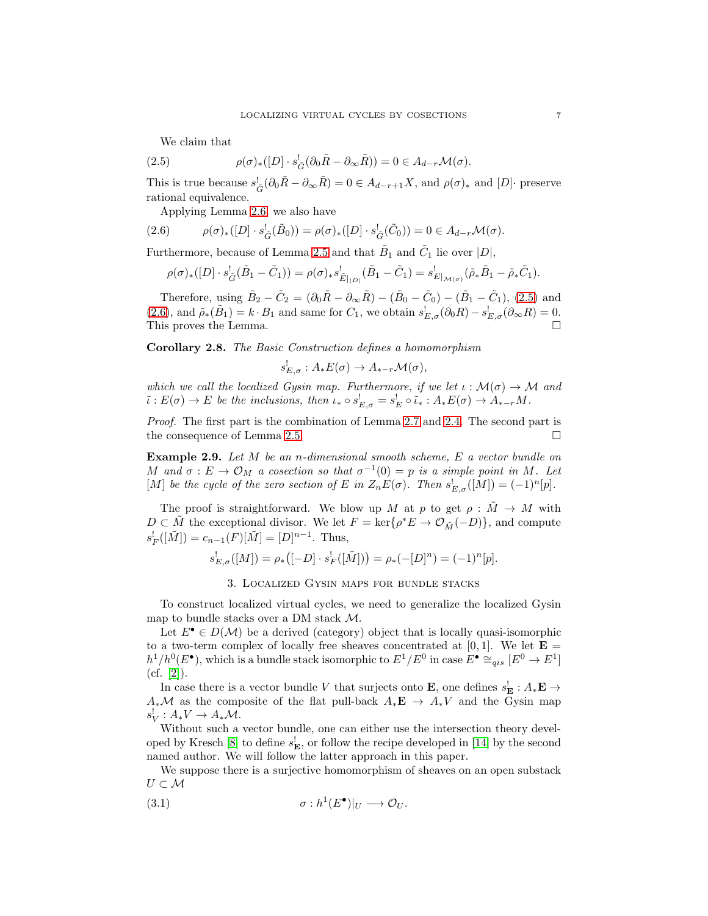We claim that

$$\rho(\sigma)_*([D]\cdot s^!_{\tilde G}(\partial_0\tilde R-\partial_\infty\tilde R))=0\in A_{d-r}\mathcal{M}(\sigma). \tag{2.5}$$

This is true because $s^!_{\tilde G}(\partial_0\tilde R-\partial_\infty\tilde R)=0\in A_{d-r+1}X$, and $\rho(\sigma)_*$ and $[D]\cdot$ preserve rational equivalence.

Applying Lemma 2.6, we also have

$$\rho(\sigma)_*([D]\cdot s^!_{\tilde G}(\tilde B_0))=\rho(\sigma)_*([D]\cdot s^!_{\tilde G}(\tilde C_0))=0\in A_{d-r}\mathcal{M}(\sigma). \tag{2.6}$$

Furthermore, because of Lemma 2.5 and that $\tilde B_1$ and $\tilde C_1$ lie over $|D|$,

$$\rho(\sigma)_*([D]\cdot s^!_{\tilde G}(\tilde B_1-\tilde C_1))=\rho(\sigma)_* s^!_{\tilde E|_{|D|}}(\tilde B_1-\tilde C_1)=s^!_{E|_{\mathcal{M}(\sigma)}}(\tilde\rho_*\tilde B_1-\tilde\rho_*\tilde C_1).$$

Therefore, using $\tilde B_2-\tilde C_2=(\partial_0\tilde R-\partial_\infty\tilde R)-(\tilde B_0-\tilde C_0)-(\tilde B_1-\tilde C_1)$, (2.5) and (2.6), and $\tilde\rho_*(\tilde B_1)=k\cdot B_1$ and same for $C_1$, we obtain $s^!_{E,\sigma}(\partial_0 R)-s^!_{E,\sigma}(\partial_\infty R)=0$. This proves the Lemma. $\square$

**Corollary 2.8.** *The Basic Construction defines a homomorphism*

$$s^!_{E,\sigma}:A_*E(\sigma)\to A_{*-r}\mathcal{M}(\sigma),$$

*which we call the localized Gysin map. Furthermore, if we let $\iota:\mathcal{M}(\sigma)\to\mathcal{M}$ and $\tilde\iota:E(\sigma)\to E$ be the inclusions, then $\iota_*\circ s^!_{E,\sigma}=s^!_E\circ\tilde\iota_*:A_*E(\sigma)\to A_{*-r}M$.*

*Proof.* The first part is the combination of Lemma 2.7 and 2.4. The second part is the consequence of Lemma 2.5. $\square$

**Example 2.9.** *Let $M$ be an $n$-dimensional smooth scheme, $E$ a vector bundle on $M$ and $\sigma:E\to\mathcal{O}_M$ a cosection so that $\sigma^{-1}(0)=p$ is a simple point in $M$. Let $[M]$ be the cycle of the zero section of $E$ in $Z_nE(\sigma)$. Then $s^!_{E,\sigma}([M])=(-1)^n[p]$.*

The proof is straightforward. We blow up $M$ at $p$ to get $\rho:\tilde M\to M$ with $D\subset\tilde M$ the exceptional divisor. We let $F=\ker\{\rho^*E\to\mathcal{O}_{\tilde M}(-D)\}$, and compute $s^!_F([\tilde M])=c_{n-1}(F)[\tilde M]=[D]^{n-1}$. Thus,

$$s^!_{E,\sigma}([M])=\rho_*\big([-D]\cdot s^!_F([\tilde M])\big)=\rho_*(-[D]^n)=(-1)^n[p].$$

## 3. Localized Gysin maps for bundle stacks

To construct localized virtual cycles, we need to generalize the localized Gysin map to bundle stacks over a DM stack $\mathcal{M}$.

Let $E^\bullet\in D(\mathcal{M})$ be a derived (category) object that is locally quasi-isomorphic to a two-term complex of locally free sheaves concentrated at $[0,1]$. We let $\mathbf{E}=h^1/h^0(E^\bullet)$, which is a bundle stack isomorphic to $E^1/E^0$ in case $E^\bullet\cong_{qis}[E^0\to E^1]$ (cf. [2]).

In case there is a vector bundle $V$ that surjects onto $\mathbf{E}$, one defines $s^!_{\mathbf{E}}:A_*\mathbf{E}\to A_*\mathcal{M}$ as the composite of the flat pull-back $A_*\mathbf{E}\to A_*V$ and the Gysin map $s^!_V:A_*V\to A_*\mathcal{M}$.

Without such a vector bundle, one can either use the intersection theory developed by Kresch [8] to define $s^!_{\mathbf{E}}$, or follow the recipe developed in [14] by the second named author. We will follow the latter approach in this paper.

We suppose there is a surjective homomorphism of sheaves on an open substack $U\subset\mathcal{M}$

$$\sigma:h^1(E^\bullet)|_U\longrightarrow\mathcal{O}_U. \tag{3.1}$$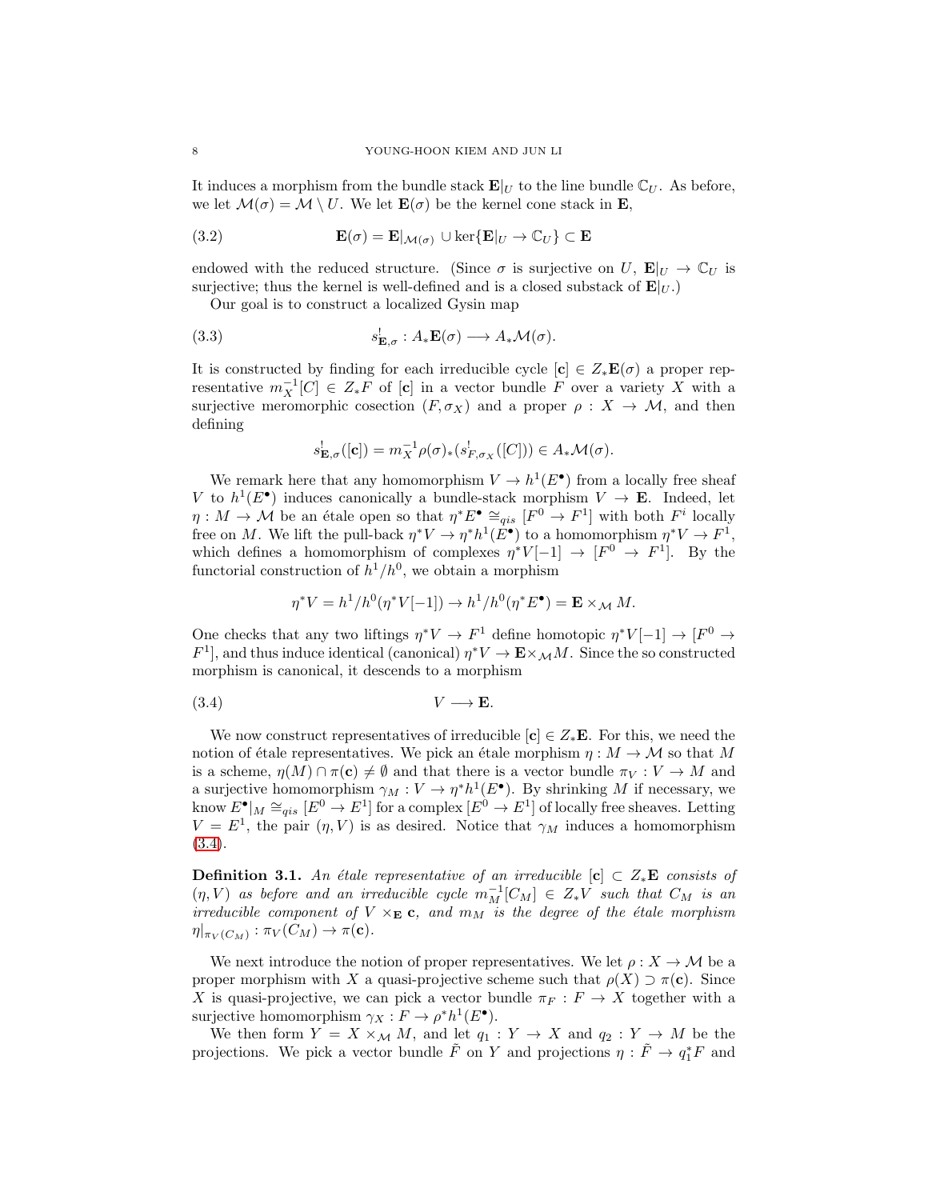It induces a morphism from the bundle stack $\mathbf{E}|_U$ to the line bundle $\mathbb{C}_U$. As before, we let $\mathcal{M}(\sigma) = \mathcal{M} \setminus U$. We let $\mathbf{E}(\sigma)$ be the kernel cone stack in $\mathbf{E}$,

$$\mathbf{E}(\sigma) = \mathbf{E}|_{\mathcal{M}(\sigma)} \cup \ker\{\mathbf{E}|_U \to \mathbb{C}_U\} \subset \mathbf{E} \tag{3.2}$$

endowed with the reduced structure. (Since $\sigma$ is surjective on $U$, $\mathbf{E}|_U \to \mathbb{C}_U$ is surjective; thus the kernel is well-defined and is a closed substack of $\mathbf{E}|_U$.)

Our goal is to construct a localized Gysin map

$$s^!_{\mathbf{E},\sigma} : A_*\mathbf{E}(\sigma) \longrightarrow A_*\mathcal{M}(\sigma). \tag{3.3}$$

It is constructed by finding for each irreducible cycle $[\mathbf{c}] \in Z_*\mathbf{E}(\sigma)$ a proper representative $m_X^{-1}[C] \in Z_*F$ of $[\mathbf{c}]$ in a vector bundle $F$ over a variety $X$ with a surjective meromorphic cosection $(F, \sigma_X)$ and a proper $\rho : X \to \mathcal{M}$, and then defining

$$s^!_{\mathbf{E},\sigma}([\mathbf{c}]) = m_X^{-1}\rho(\sigma)_*(s^!_{F,\sigma_X}([C])) \in A_*\mathcal{M}(\sigma).$$

We remark here that any homomorphism $V \to h^1(E^\bullet)$ from a locally free sheaf $V$ to $h^1(E^\bullet)$ induces canonically a bundle-stack morphism $V \to \mathbf{E}$. Indeed, let $\eta : M \to \mathcal{M}$ be an étale open so that $\eta^*E^\bullet \cong_{qis} [F^0 \to F^1]$ with both $F^i$ locally free on $M$. We lift the pull-back $\eta^*V \to \eta^*h^1(E^\bullet)$ to a homomorphism $\eta^*V \to F^1$, which defines a homomorphism of complexes $\eta^*V[-1] \to [F^0 \to F^1]$. By the functorial construction of $h^1/h^0$, we obtain a morphism

$$\eta^*V = h^1/h^0(\eta^*V[-1]) \to h^1/h^0(\eta^*E^\bullet) = \mathbf{E} \times_{\mathcal{M}} M.$$

One checks that any two liftings $\eta^*V \to F^1$ define homotopic $\eta^*V[-1] \to [F^0 \to F^1]$, and thus induce identical (canonical) $\eta^*V \to \mathbf{E}\times_{\mathcal{M}}M$. Since the so constructed morphism is canonical, it descends to a morphism

$$V \longrightarrow \mathbf{E}. \tag{3.4}$$

We now construct representatives of irreducible $[\mathbf{c}] \in Z_*\mathbf{E}$. For this, we need the notion of étale representatives. We pick an étale morphism $\eta : M \to \mathcal{M}$ so that $M$ is a scheme, $\eta(M) \cap \pi(\mathbf{c}) \neq \emptyset$ and that there is a vector bundle $\pi_V : V \to M$ and a surjective homomorphism $\gamma_M : V \to \eta^*h^1(E^\bullet)$. By shrinking $M$ if necessary, we know $E^\bullet|_M \cong_{qis} [E^0 \to E^1]$ for a complex $[E^0 \to E^1]$ of locally free sheaves. Letting $V = E^1$, the pair $(\eta, V)$ is as desired. Notice that $\gamma_M$ induces a homomorphism (3.4).

**Definition 3.1.** *An étale representative of an irreducible $[\mathbf{c}] \subset Z_*\mathbf{E}$ consists of $(\eta, V)$ as before and an irreducible cycle $m_M^{-1}[C_M] \in Z_*V$ such that $C_M$ is an irreducible component of $V \times_{\mathbf{E}} \mathbf{c}$, and $m_M$ is the degree of the étale morphism $\eta|_{\pi_V(C_M)} : \pi_V(C_M) \to \pi(\mathbf{c})$.*

We next introduce the notion of proper representatives. We let $\rho : X \to \mathcal{M}$ be a proper morphism with $X$ a quasi-projective scheme such that $\rho(X) \supset \pi(\mathbf{c})$. Since $X$ is quasi-projective, we can pick a vector bundle $\pi_F : F \to X$ together with a surjective homomorphism $\gamma_X : F \to \rho^*h^1(E^\bullet)$.

We then form $Y = X \times_{\mathcal{M}} M$, and let $q_1 : Y \to X$ and $q_2 : Y \to M$ be the projections. We pick a vector bundle $\tilde{F}$ on $Y$ and projections $\eta : \tilde{F} \to q_1^*F$ and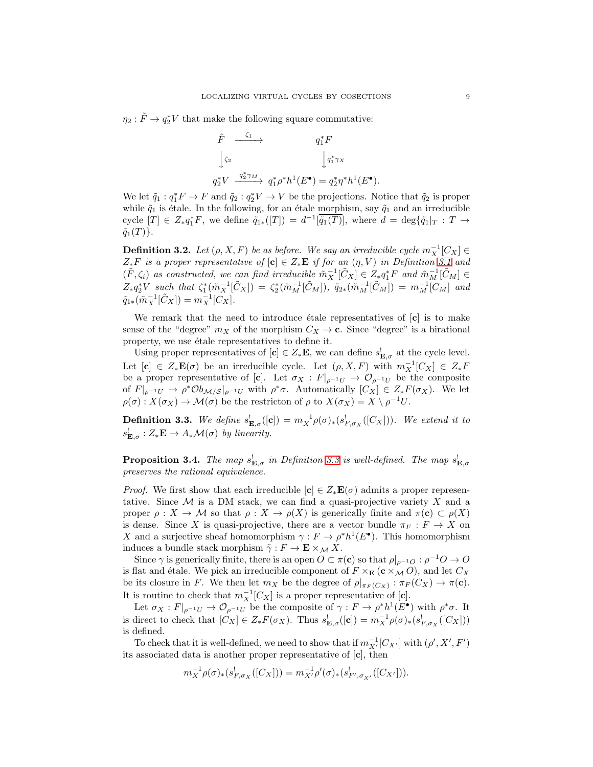$\eta_2 : \tilde{F} \to q_2^* V$ that make the following square commutative:

$$\begin{array}{ccc} \tilde{F} & \xrightarrow{\zeta_1} & q_1^* F \\ \big\downarrow \zeta_2 & & \big\downarrow q_1^*\gamma_X \\ q_2^* V & \xrightarrow{q_2^*\gamma_M} & q_1^*\rho^* h^1(E^\bullet) = q_2^*\eta^* h^1(E^\bullet). \end{array}$$

We let $\tilde{q}_1 : q_1^* F \to F$ and $\tilde{q}_2 : q_2^* V \to V$ be the projections. Notice that $\tilde{q}_2$ is proper while $\tilde{q}_1$ is étale. In the following, for an étale morphism, say $\tilde{q}_1$ and an irreducible cycle $[T] \in Z_* q_1^* F$, we define $\tilde{q}_{1*}([T]) = d^{-1}[\overline{\tilde{q}_1(T)}]$, where $d = \deg\{\tilde{q}_1|_T : T \to \tilde{q}_1(T)\}$.

**Definition 3.2.** *Let $(\rho, X, F)$ be as before. We say an irreducible cycle $m_X^{-1}[C_X] \in Z_* F$ is a proper representative of $[\mathbf{c}] \in Z_*\mathbf{E}$ if for an $(\eta, V)$ in Definition 3.1 and $(\tilde{F}, \zeta_i)$ as constructed, we can find irreducible $\tilde{m}_X^{-1}[\tilde{C}_X] \in Z_* q_1^* F$ and $\tilde{m}_M^{-1}[\tilde{C}_M] \in Z_* q_2^* V$ such that $\zeta_1^*(\tilde{m}_X^{-1}[\tilde{C}_X]) = \zeta_2^*(\tilde{m}_M^{-1}[\tilde{C}_M])$, $\tilde{q}_{2*}(\tilde{m}_M^{-1}[\tilde{C}_M]) = m_M^{-1}[C_M]$ and $\tilde{q}_{1*}(\tilde{m}_X^{-1}[\tilde{C}_X]) = m_X^{-1}[C_X]$.*

We remark that the need to introduce étale representatives of $[\mathbf{c}]$ is to make sense of the "degree" $m_X$ of the morphism $C_X \to \mathbf{c}$. Since "degree" is a birational property, we use étale representatives to define it.

Using proper representatives of $[\mathbf{c}] \in Z_*\mathbf{E}$, we can define $s^!_{\mathbf{E},\sigma}$ at the cycle level. Let $[\mathbf{c}] \in Z_*\mathbf{E}(\sigma)$ be an irreducible cycle. Let $(\rho, X, F)$ with $m_X^{-1}[C_X] \in Z_* F$ be a proper representative of $[\mathbf{c}]$. Let $\sigma_X : F|_{\rho^{-1}U} \to \mathcal{O}_{\rho^{-1}U}$ be the composite of $F|_{\rho^{-1}U} \to \rho^* \mathcal{O}b_{\mathcal{M}/\mathcal{S}}|_{\rho^{-1}U}$ with $\rho^*\sigma$. Automatically $[C_X] \in Z_* F(\sigma_X)$. We let $\rho(\sigma) : X(\sigma_X) \to \mathcal{M}(\sigma)$ be the restricton of $\rho$ to $X(\sigma_X) = X \setminus \rho^{-1}U$.

**Definition 3.3.** *We define $s^!_{\mathbf{E},\sigma}([\mathbf{c}]) = m_X^{-1}\rho(\sigma)_*(s^!_{F,\sigma_X}([C_X]))$. We extend it to $s^!_{\mathbf{E},\sigma} : Z_*\mathbf{E} \to A_*\mathcal{M}(\sigma)$ by linearity.*

**Proposition 3.4.** *The map $s^!_{\mathbf{E},\sigma}$ in Definition 3.3 is well-defined. The map $s^!_{\mathbf{E},\sigma}$ preserves the rational equivalence.*

*Proof.* We first show that each irreducible $[\mathbf{c}] \in Z_*\mathbf{E}(\sigma)$ admits a proper representative. Since $\mathcal{M}$ is a DM stack, we can find a quasi-projective variety $X$ and a proper $\rho : X \to \mathcal{M}$ so that $\rho : X \to \rho(X)$ is generically finite and $\pi(\mathbf{c}) \subset \rho(X)$ is dense. Since $X$ is quasi-projective, there are a vector bundle $\pi_F : F \to X$ on $X$ and a surjective sheaf homomorphism $\gamma : F \to \rho^* h^1(E^\bullet)$. This homomorphism induces a bundle stack morphism $\tilde{\gamma} : F \to \mathbf{E} \times_{\mathcal{M}} X$.

Since $\gamma$ is generically finite, there is an open $O \subset \pi(\mathbf{c})$ so that $\rho|_{\rho^{-1}O} : \rho^{-1}O \to O$ is flat and étale. We pick an irreducible component of $F \times_{\mathbf{E}} (\mathbf{c} \times_{\mathcal{M}} O)$, and let $C_X$ be its closure in $F$. We then let $m_X$ be the degree of $\rho|_{\pi_F(C_X)} : \pi_F(C_X) \to \pi(\mathbf{c})$. It is routine to check that $m_X^{-1}[C_X]$ is a proper representative of $[\mathbf{c}]$.

Let $\sigma_X : F|_{\rho^{-1}U} \to \mathcal{O}_{\rho^{-1}U}$ be the composite of $\gamma : F \to \rho^* h^1(E^\bullet)$ with $\rho^*\sigma$. It is direct to check that $[C_X] \in Z_* F(\sigma_X)$. Thus $s^!_{\mathbf{E},\sigma}([\mathbf{c}]) = m_X^{-1}\rho(\sigma)_*(s^!_{F,\sigma_X}([C_X]))$ is defined.

To check that it is well-defined, we need to show that if $m_{X'}^{-1}[C_{X'}]$ with $(\rho', X', F')$ its associated data is another proper representative of $[\mathbf{c}]$, then

$$m_X^{-1}\rho(\sigma)_*(s^!_{F,\sigma_X}([C_X])) = m_{X'}^{-1}\rho'(\sigma)_*(s^!_{F',\sigma_{X'}}([C_{X'}])).$$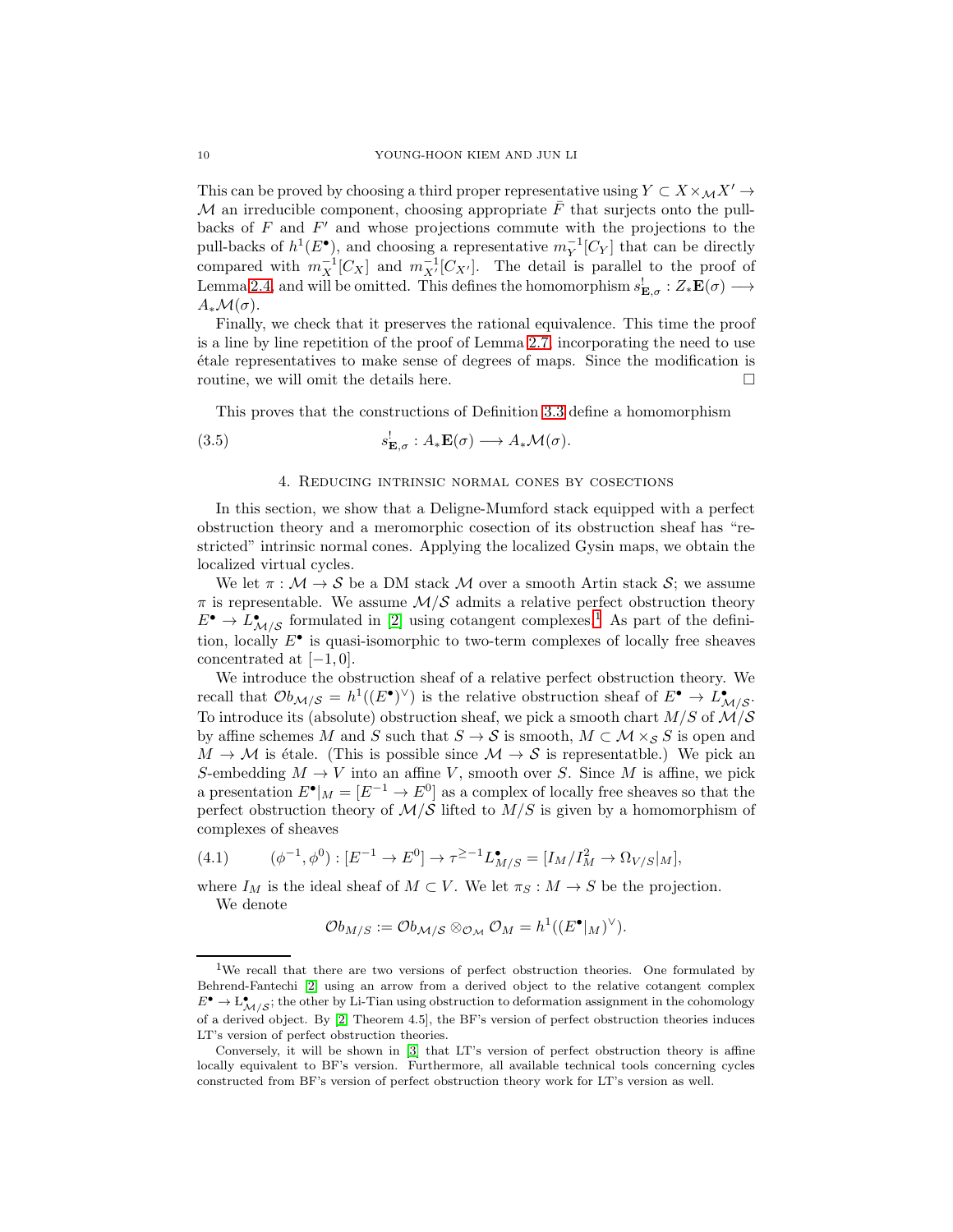This can be proved by choosing a third proper representative using $Y \subset X\times_{\mathcal{M}} X' \to \mathcal{M}$ an irreducible component, choosing appropriate $\bar{F}$ that surjects onto the pull-backs of $F$ and $F'$ and whose projections commute with the projections to the pull-backs of $h^1(E^\bullet)$, and choosing a representative $m_Y^{-1}[C_Y]$ that can be directly compared with $m_X^{-1}[C_X]$ and $m_{X'}^{-1}[C_{X'}]$. The detail is parallel to the proof of Lemma 2.4, and will be omitted. This defines the homomorphism $s^!_{\mathbf{E},\sigma} : Z_*\mathbf{E}(\sigma) \longrightarrow A_*\mathcal{M}(\sigma)$.

Finally, we check that it preserves the rational equivalence. This time the proof is a line by line repetition of the proof of Lemma 2.7, incorporating the need to use étale representatives to make sense of degrees of maps. Since the modification is routine, we will omit the details here. □

This proves that the constructions of Definition 3.3 define a homomorphism

$$s^!_{\mathbf{E},\sigma} : A_*\mathbf{E}(\sigma) \longrightarrow A_*\mathcal{M}(\sigma). \tag{3.5}$$

## 4. Reducing intrinsic normal cones by cosections

In this section, we show that a Deligne-Mumford stack equipped with a perfect obstruction theory and a meromorphic cosection of its obstruction sheaf has "restricted" intrinsic normal cones. Applying the localized Gysin maps, we obtain the localized virtual cycles.

We let $\pi : \mathcal{M} \to \mathcal{S}$ be a DM stack $\mathcal{M}$ over a smooth Artin stack $\mathcal{S}$; we assume $\pi$ is representable. We assume $\mathcal{M}/\mathcal{S}$ admits a relative perfect obstruction theory $E^\bullet \to L^\bullet_{\mathcal{M}/\mathcal{S}}$ formulated in [2] using cotangent complexes.[1] As part of the definition, locally $E^\bullet$ is quasi-isomorphic to two-term complexes of locally free sheaves concentrated at $[-1, 0]$.

We introduce the obstruction sheaf of a relative perfect obstruction theory. We recall that $\mathcal{O}b_{\mathcal{M}/\mathcal{S}} = h^1((E^\bullet)^\vee)$ is the relative obstruction sheaf of $E^\bullet \to L^\bullet_{\mathcal{M}/\mathcal{S}}$. To introduce its (absolute) obstruction sheaf, we pick a smooth chart $M/S$ of $\mathcal{M}/\mathcal{S}$ by affine schemes $M$ and $S$ such that $S \to \mathcal{S}$ is smooth, $M \subset \mathcal{M}\times_{\mathcal{S}} S$ is open and $M \to \mathcal{M}$ is étale. (This is possible since $\mathcal{M} \to \mathcal{S}$ is representatble.) We pick an $S$-embedding $M \to V$ into an affine $V$, smooth over $S$. Since $M$ is affine, we pick a presentation $E^\bullet|_M = [E^{-1} \to E^0]$ as a complex of locally free sheaves so that the perfect obstruction theory of $\mathcal{M}/\mathcal{S}$ lifted to $M/S$ is given by a homomorphism of complexes of sheaves

$$(\phi^{-1}, \phi^0) : [E^{-1} \to E^0] \to \tau^{\geq -1} L^\bullet_{M/S} = [I_M/I_M^2 \to \Omega_{V/S}|_M], \tag{4.1}$$

where $I_M$ is the ideal sheaf of $M \subset V$. We let $\pi_S : M \to S$ be the projection.

We denote

$$\mathcal{O}b_{M/S} := \mathcal{O}b_{\mathcal{M}/\mathcal{S}} \otimes_{\mathcal{O}_\mathcal{M}} \mathcal{O}_M = h^1((E^\bullet|_M)^\vee).$$

---

[1] We recall that there are two versions of perfect obstruction theories. One formulated by Behrend-Fantechi [2] using an arrow from a derived object to the relative cotangent complex $E^\bullet \to \mathrm{L}^\bullet_{\mathcal{M}/\mathcal{S}}$; the other by Li-Tian using obstruction to deformation assignment in the cohomology of a derived object. By [2, Theorem 4.5], the BF's version of perfect obstruction theories induces LT's version of perfect obstruction theories.

Conversely, it will be shown in [3] that LT's version of perfect obstruction theory is affine locally equivalent to BF's version. Furthermore, all available technical tools concerning cycles constructed from BF's version of perfect obstruction theory work for LT's version as well.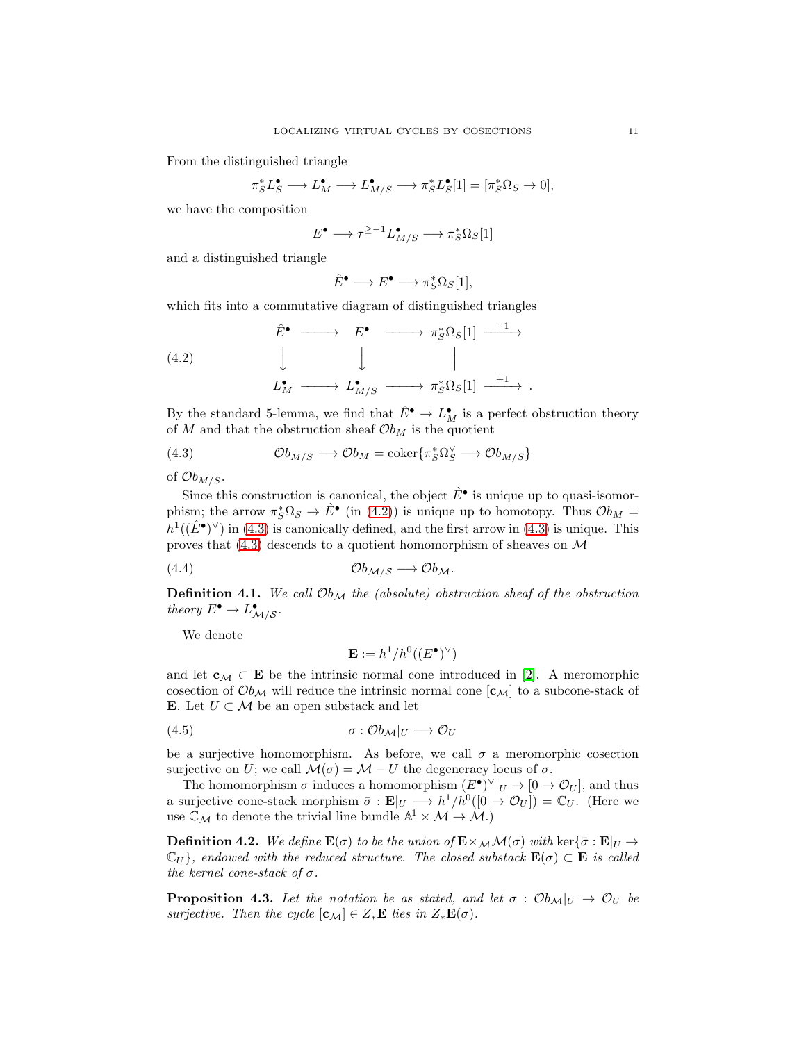From the distinguished triangle

$$\pi_S^* L_S^\bullet \longrightarrow L_M^\bullet \longrightarrow L_{M/S}^\bullet \longrightarrow \pi_S^* L_S^\bullet[1] = [\pi_S^*\Omega_S \to 0],$$

we have the composition

$$E^\bullet \longrightarrow \tau^{\geq -1} L_{M/S}^\bullet \longrightarrow \pi_S^*\Omega_S[1]$$

and a distinguished triangle

$$\hat{E}^\bullet \longrightarrow E^\bullet \longrightarrow \pi_S^*\Omega_S[1],$$

which fits into a commutative diagram of distinguished triangles

$$\begin{array}{ccccccc} \hat{E}^\bullet & \longrightarrow & E^\bullet & \longrightarrow & \pi_S^*\Omega_S[1] & \xrightarrow{+1} & \\ \downarrow & & \downarrow & & \| & & \\ L_M^\bullet & \longrightarrow & L_{M/S}^\bullet & \longrightarrow & \pi_S^*\Omega_S[1] & \xrightarrow{+1} & . \end{array} \tag{4.2}$$

By the standard 5-lemma, we find that $\hat{E}^\bullet \to L_M^\bullet$ is a perfect obstruction theory of $M$ and that the obstruction sheaf $\mathcal{O}b_M$ is the quotient

$$\mathcal{O}b_{M/S} \longrightarrow \mathcal{O}b_M = \operatorname{coker}\{\pi_S^*\Omega_S^\vee \longrightarrow \mathcal{O}b_{M/S}\} \tag{4.3}$$

of $\mathcal{O}b_{M/S}$.

Since this construction is canonical, the object $\hat{E}^\bullet$ is unique up to quasi-isomorphism; the arrow $\pi_S^*\Omega_S \to \hat{E}^\bullet$ (in (4.2)) is unique up to homotopy. Thus $\mathcal{O}b_M = h^1((\hat{E}^\bullet)^\vee)$ in (4.3) is canonically defined, and the first arrow in (4.3) is unique. This proves that (4.3) descends to a quotient homomorphism of sheaves on $\mathcal{M}$

$$\mathcal{O}b_{\mathcal{M}/\mathcal{S}} \longrightarrow \mathcal{O}b_{\mathcal{M}}. \tag{4.4}$$

**Definition 4.1.** *We call $\mathcal{O}b_{\mathcal{M}}$ the (absolute) obstruction sheaf of the obstruction theory $E^\bullet \to L_{\mathcal{M}/\mathcal{S}}^\bullet$.*

We denote

$$\mathbf{E} := h^1/h^0((E^\bullet)^\vee)$$

and let $\mathbf{c}_{\mathcal{M}} \subset \mathbf{E}$ be the intrinsic normal cone introduced in [2]. A meromorphic cosection of $\mathcal{O}b_{\mathcal{M}}$ will reduce the intrinsic normal cone $[\mathbf{c}_{\mathcal{M}}]$ to a subcone-stack of $\mathbf{E}$. Let $U \subset \mathcal{M}$ be an open substack and let

$$\sigma : \mathcal{O}b_{\mathcal{M}}|_U \longrightarrow \mathcal{O}_U \tag{4.5}$$

be a surjective homomorphism. As before, we call $\sigma$ a meromorphic cosection surjective on $U$; we call $\mathcal{M}(\sigma) = \mathcal{M} - U$ the degeneracy locus of $\sigma$.

The homomorphism $\sigma$ induces a homomorphism $(E^\bullet)^\vee|_U \to [0 \to \mathcal{O}_U]$, and thus a surjective cone-stack morphism $\bar{\sigma} : \mathbf{E}|_U \longrightarrow h^1/h^0([0 \to \mathcal{O}_U]) = \mathbb{C}_U$. (Here we use $\mathbb{C}_{\mathcal{M}}$ to denote the trivial line bundle $\mathbb{A}^1 \times \mathcal{M} \to \mathcal{M}$.)

**Definition 4.2.** *We define $\mathbf{E}(\sigma)$ to be the union of $\mathbf{E} \times_{\mathcal{M}} \mathcal{M}(\sigma)$ with $\ker\{\bar{\sigma} : \mathbf{E}|_U \to \mathbb{C}_U\}$, endowed with the reduced structure. The closed substack $\mathbf{E}(\sigma) \subset \mathbf{E}$ is called the kernel cone-stack of $\sigma$.*

**Proposition 4.3.** *Let the notation be as stated, and let $\sigma : \mathcal{O}b_{\mathcal{M}}|_U \to \mathcal{O}_U$ be surjective. Then the cycle $[\mathbf{c}_{\mathcal{M}}] \in Z_*\mathbf{E}$ lies in $Z_*\mathbf{E}(\sigma)$.*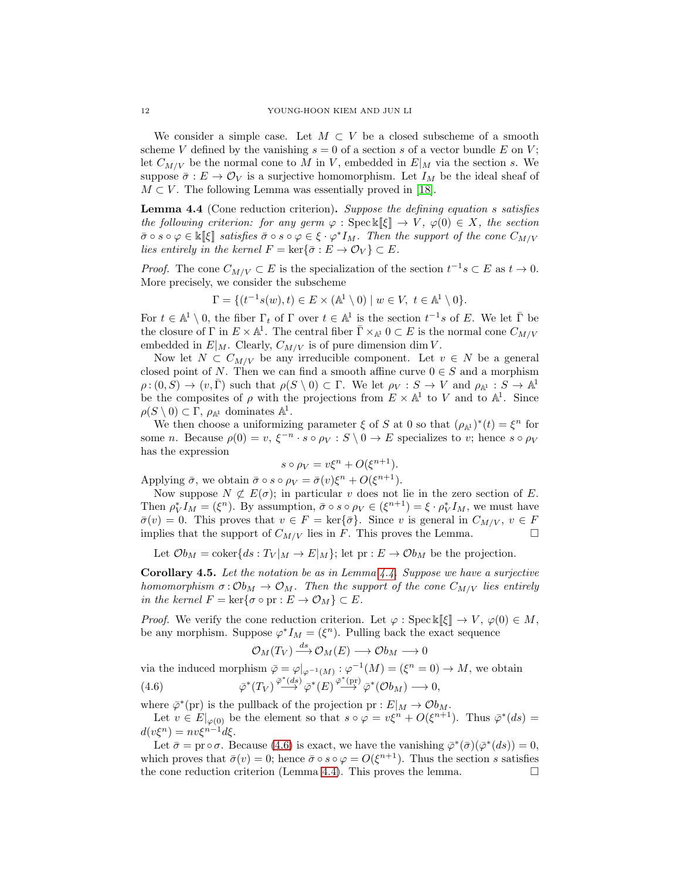We consider a simple case. Let $M \subset V$ be a closed subscheme of a smooth scheme $V$ defined by the vanishing $s = 0$ of a section $s$ of a vector bundle $E$ on $V$; let $C_{M/V}$ be the normal cone to $M$ in $V$, embedded in $E|_M$ via the section $s$. We suppose $\bar{\sigma} : E \to \mathcal{O}_V$ is a surjective homomorphism. Let $I_M$ be the ideal sheaf of $M \subset V$. The following Lemma was essentially proved in [18].

**Lemma 4.4** (Cone reduction criterion)**.** *Suppose the defining equation $s$ satisfies the following criterion: for any germ $\varphi : \operatorname{Spec} \Bbbk[\![\xi]\!] \to V$, $\varphi(0) \in X$, the section $\bar{\sigma} \circ s \circ \varphi \in \Bbbk[\![\xi]\!]$ satisfies $\bar{\sigma} \circ s \circ \varphi \in \xi \cdot \varphi^* I_M$. Then the support of the cone $C_{M/V}$ lies entirely in the kernel $F = \ker\{\bar{\sigma} : E \to \mathcal{O}_V\} \subset E$.*

*Proof.* The cone $C_{M/V} \subset E$ is the specialization of the section $t^{-1}s \subset E$ as $t \to 0$. More precisely, we consider the subscheme

$$\Gamma = \{(t^{-1}s(w), t) \in E \times (\mathbb{A}^1 \setminus 0) \mid w \in V,\ t \in \mathbb{A}^1 \setminus 0\}.$$

For $t \in \mathbb{A}^1 \setminus 0$, the fiber $\Gamma_t$ of $\Gamma$ over $t \in \mathbb{A}^1$ is the section $t^{-1}s$ of $E$. We let $\bar{\Gamma}$ be the closure of $\Gamma$ in $E \times \mathbb{A}^1$. The central fiber $\bar{\Gamma} \times_{\mathbb{A}^1} 0 \subset E$ is the normal cone $C_{M/V}$ embedded in $E|_M$. Clearly, $C_{M/V}$ is of pure dimension $\dim V$.

Now let $N \subset C_{M/V}$ be any irreducible component. Let $v \in N$ be a general closed point of $N$. Then we can find a smooth affine curve $0 \in S$ and a morphism $\rho : (0, S) \to (v, \bar{\Gamma})$ such that $\rho(S \setminus 0) \subset \Gamma$. We let $\rho_V : S \to V$ and $\rho_{\mathbb{A}^1} : S \to \mathbb{A}^1$ be the composites of $\rho$ with the projections from $E \times \mathbb{A}^1$ to $V$ and to $\mathbb{A}^1$. Since $\rho(S \setminus 0) \subset \Gamma$, $\rho_{\mathbb{A}^1}$ dominates $\mathbb{A}^1$.

We then choose a uniformizing parameter $\xi$ of $S$ at $0$ so that $(\rho_{\mathbb{A}^1})^*(t) = \xi^n$ for some $n$. Because $\rho(0) = v$, $\xi^{-n} \cdot s \circ \rho_V : S \setminus 0 \to E$ specializes to $v$; hence $s \circ \rho_V$ has the expression

$$s \circ \rho_V = v\xi^n + O(\xi^{n+1}).$$

Applying $\bar{\sigma}$, we obtain $\bar{\sigma} \circ s \circ \rho_V = \bar{\sigma}(v)\xi^n + O(\xi^{n+1})$.

Now suppose $N \not\subset E(\sigma)$; in particular $v$ does not lie in the zero section of $E$. Then $\rho_V^* I_M = (\xi^n)$. By assumption, $\bar{\sigma} \circ s \circ \rho_V \in (\xi^{n+1}) = \xi \cdot \rho_V^* I_M$, we must have $\bar{\sigma}(v) = 0$. This proves that $v \in F = \ker\{\bar{\sigma}\}$. Since $v$ is general in $C_{M/V}$, $v \in F$ implies that the support of $C_{M/V}$ lies in $F$. This proves the Lemma. $\square$

Let $\mathcal{O}b_M = \operatorname{coker}\{ds : T_V|_M \to E|_M\}$; let $\mathrm{pr} : E \to \mathcal{O}b_M$ be the projection.

**Corollary 4.5.** *Let the notation be as in Lemma 4.4. Suppose we have a surjective homomorphism $\sigma : \mathcal{O}b_M \to \mathcal{O}_M$. Then the support of the cone $C_{M/V}$ lies entirely in the kernel $F = \ker\{\sigma \circ \mathrm{pr} : E \to \mathcal{O}_M\} \subset E$.*

*Proof.* We verify the cone reduction criterion. Let $\varphi : \operatorname{Spec} \Bbbk[\![\xi]\!] \to V$, $\varphi(0) \in M$, be any morphism. Suppose $\varphi^* I_M = (\xi^n)$. Pulling back the exact sequence

$$\mathcal{O}_M(T_V) \xrightarrow{ds} \mathcal{O}_M(E) \longrightarrow \mathcal{O}b_M \longrightarrow 0$$

via the induced morphism $\bar{\varphi} = \varphi|_{\varphi^{-1}(M)} : \varphi^{-1}(M) = (\xi^n = 0) \to M$, we obtain

$$\bar{\varphi}^*(T_V) \xrightarrow{\bar{\varphi}^*(ds)} \bar{\varphi}^*(E) \xrightarrow{\bar{\varphi}^*(\mathrm{pr})} \bar{\varphi}^*(\mathcal{O}b_M) \longrightarrow 0, \tag{4.6}$$

where $\bar{\varphi}^*(\mathrm{pr})$ is the pullback of the projection $\mathrm{pr} : E|_M \to \mathcal{O}b_M$.

Let $v \in E|_{\varphi(0)}$ be the element so that $s \circ \varphi = v\xi^n + O(\xi^{n+1})$. Thus $\bar{\varphi}^*(ds) = d(v\xi^n) = nv\xi^{n-1}d\xi$.

Let $\bar{\sigma} = \mathrm{pr} \circ \sigma$. Because (4.6) is exact, we have the vanishing $\bar{\varphi}^*(\bar{\sigma})(\bar{\varphi}^*(ds)) = 0$, which proves that $\bar{\sigma}(v) = 0$; hence $\bar{\sigma} \circ s \circ \varphi = O(\xi^{n+1})$. Thus the section $s$ satisfies the cone reduction criterion (Lemma 4.4). This proves the lemma. $\square$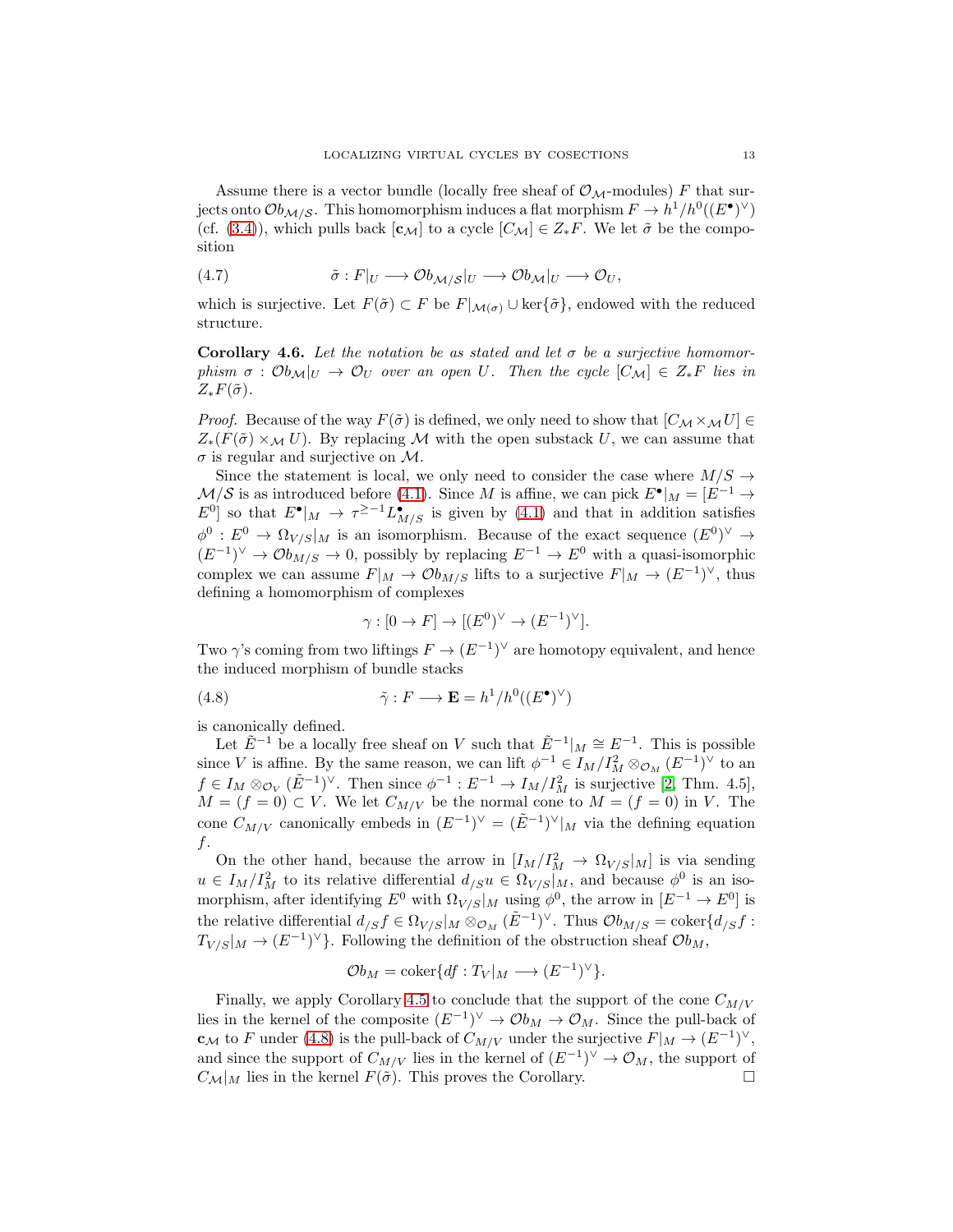Assume there is a vector bundle (locally free sheaf of $\mathcal{O}_{\mathcal{M}}$-modules) $F$ that surjects onto $\mathcal{O}b_{\mathcal{M}/\mathcal{S}}$. This homomorphism induces a flat morphism $F \to h^1/h^0((E^\bullet)^\vee)$ (cf. (3.4)), which pulls back $[\mathbf{c}_{\mathcal{M}}]$ to a cycle $[C_{\mathcal{M}}] \in Z_* F$. We let $\tilde\sigma$ be the composition

$$\tilde\sigma : F|_U \longrightarrow \mathcal{O}b_{\mathcal{M}/\mathcal{S}}|_U \longrightarrow \mathcal{O}b_{\mathcal{M}}|_U \longrightarrow \mathcal{O}_U, \tag{4.7}$$

which is surjective. Let $F(\tilde\sigma) \subset F$ be $F|_{\mathcal{M}(\sigma)} \cup \ker\{\tilde\sigma\}$, endowed with the reduced structure.

**Corollary 4.6.** *Let the notation be as stated and let $\sigma$ be a surjective homomorphism $\sigma : \mathcal{O}b_{\mathcal{M}}|_U \to \mathcal{O}_U$ over an open $U$. Then the cycle $[C_{\mathcal{M}}] \in Z_* F$ lies in $Z_* F(\tilde\sigma)$.*

*Proof.* Because of the way $F(\tilde\sigma)$ is defined, we only need to show that $[C_{\mathcal{M}} \times_{\mathcal{M}} U] \in Z_*(F(\tilde\sigma) \times_{\mathcal{M}} U)$. By replacing $\mathcal{M}$ with the open substack $U$, we can assume that $\sigma$ is regular and surjective on $\mathcal{M}$.

Since the statement is local, we only need to consider the case where $M/S \to \mathcal{M}/\mathcal{S}$ is as introduced before (4.1). Since $M$ is affine, we can pick $E^\bullet|_M = [E^{-1} \to E^0]$ so that $E^\bullet|_M \to \tau^{\geq -1} L^\bullet_{M/S}$ is given by (4.1) and that in addition satisfies $\phi^0 : E^0 \to \Omega_{V/S}|_M$ is an isomorphism. Because of the exact sequence $(E^0)^\vee \to (E^{-1})^\vee \to \mathcal{O}b_{M/S} \to 0$, possibly by replacing $E^{-1} \to E^0$ with a quasi-isomorphic complex we can assume $F|_M \to \mathcal{O}b_{M/S}$ lifts to a surjective $F|_M \to (E^{-1})^\vee$, thus defining a homomorphism of complexes

$$\gamma : [0 \to F] \to [(E^0)^\vee \to (E^{-1})^\vee].$$

Two $\gamma$'s coming from two liftings $F \to (E^{-1})^\vee$ are homotopy equivalent, and hence the induced morphism of bundle stacks

$$\tilde\gamma : F \longrightarrow \mathbf{E} = h^1/h^0((E^\bullet)^\vee) \tag{4.8}$$

is canonically defined.

Let $\tilde E^{-1}$ be a locally free sheaf on $V$ such that $\tilde E^{-1}|_M \cong E^{-1}$. This is possible since $V$ is affine. By the same reason, we can lift $\phi^{-1} \in I_M/I_M^2 \otimes_{\mathcal{O}_M} (E^{-1})^\vee$ to an $f \in I_M \otimes_{\mathcal{O}_V} (\tilde E^{-1})^\vee$. Then since $\phi^{-1} : E^{-1} \to I_M/I_M^2$ is surjective [2, Thm. 4.5], $M = (f = 0) \subset V$. We let $C_{M/V}$ be the normal cone to $M = (f = 0)$ in $V$. The cone $C_{M/V}$ canonically embeds in $(E^{-1})^\vee = (\tilde E^{-1})^\vee|_M$ via the defining equation $f$.

On the other hand, because the arrow in $[I_M/I_M^2 \to \Omega_{V/S}|_M]$ is via sending $u \in I_M/I_M^2$ to its relative differential $d_{/S} u \in \Omega_{V/S}|_M$, and because $\phi^0$ is an isomorphism, after identifying $E^0$ with $\Omega_{V/S}|_M$ using $\phi^0$, the arrow in $[E^{-1} \to E^0]$ is the relative differential $d_{/S} f \in \Omega_{V/S}|_M \otimes_{\mathcal{O}_M} (\tilde E^{-1})^\vee$. Thus $\mathcal{O}b_{M/S} = \operatorname{coker}\{d_{/S} f : T_{V/S}|_M \to (E^{-1})^\vee\}$. Following the definition of the obstruction sheaf $\mathcal{O}b_M$,

$$\mathcal{O}b_M = \operatorname{coker}\{df : T_V|_M \longrightarrow (E^{-1})^\vee\}.$$

Finally, we apply Corollary 4.5 to conclude that the support of the cone $C_{M/V}$ lies in the kernel of the composite $(E^{-1})^\vee \to \mathcal{O}b_M \to \mathcal{O}_M$. Since the pull-back of $\mathbf{c}_{\mathcal{M}}$ to $F$ under (4.8) is the pull-back of $C_{M/V}$ under the surjective $F|_M \to (E^{-1})^\vee$, and since the support of $C_{M/V}$ lies in the kernel of $(E^{-1})^\vee \to \mathcal{O}_M$, the support of $C_{\mathcal{M}}|_M$ lies in the kernel $F(\tilde\sigma)$. This proves the Corollary. $\square$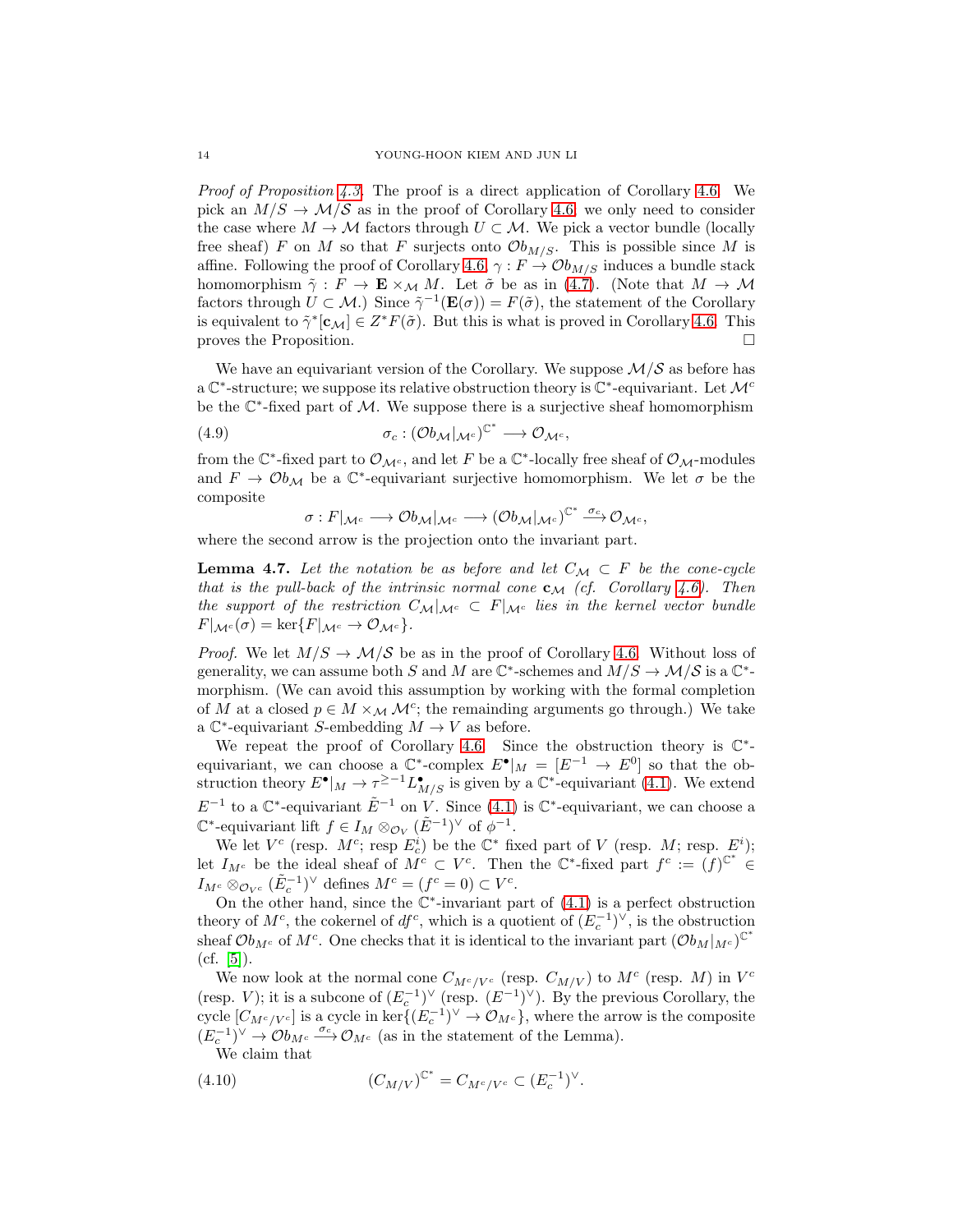*Proof of Proposition 4.3.* The proof is a direct application of Corollary 4.6. We pick an $M/S \to \mathcal{M}/\mathcal{S}$ as in the proof of Corollary 4.6; we only need to consider the case where $M \to \mathcal{M}$ factors through $U \subset \mathcal{M}$. We pick a vector bundle (locally free sheaf) $F$ on $M$ so that $F$ surjects onto $\mathcal{O}b_{M/S}$. This is possible since $M$ is affine. Following the proof of Corollary 4.6, $\gamma : F \to \mathcal{O}b_{M/S}$ induces a bundle stack homomorphism $\tilde{\gamma} : F \to \mathbf{E} \times_{\mathcal{M}} M$. Let $\tilde{\sigma}$ be as in (4.7). (Note that $M \to \mathcal{M}$ factors through $U \subset \mathcal{M}$.) Since $\tilde{\gamma}^{-1}(\mathbf{E}(\sigma)) = F(\tilde{\sigma})$, the statement of the Corollary is equivalent to $\tilde{\gamma}^*[\mathbf{c}_{\mathcal{M}}] \in Z^* F(\tilde{\sigma})$. But this is what is proved in Corollary 4.6. This proves the Proposition. □

We have an equivariant version of the Corollary. We suppose $\mathcal{M}/\mathcal{S}$ as before has a $\mathbb{C}^*$-structure; we suppose its relative obstruction theory is $\mathbb{C}^*$-equivariant. Let $\mathcal{M}^c$ be the $\mathbb{C}^*$-fixed part of $\mathcal{M}$. We suppose there is a surjective sheaf homomorphism

$$\sigma_c : (\mathcal{O}b_{\mathcal{M}}|_{\mathcal{M}^c})^{\mathbb{C}^*} \longrightarrow \mathcal{O}_{\mathcal{M}^c}, \tag{4.9}$$

from the $\mathbb{C}^*$-fixed part to $\mathcal{O}_{\mathcal{M}^c}$, and let $F$ be a $\mathbb{C}^*$-locally free sheaf of $\mathcal{O}_{\mathcal{M}}$-modules and $F \to \mathcal{O}b_{\mathcal{M}}$ be a $\mathbb{C}^*$-equivariant surjective homomorphism. We let $\sigma$ be the composite

$$\sigma : F|_{\mathcal{M}^c} \longrightarrow \mathcal{O}b_{\mathcal{M}}|_{\mathcal{M}^c} \longrightarrow (\mathcal{O}b_{\mathcal{M}}|_{\mathcal{M}^c})^{\mathbb{C}^*} \xrightarrow{\sigma_c} \mathcal{O}_{\mathcal{M}^c},$$

where the second arrow is the projection onto the invariant part.

**Lemma 4.7.** *Let the notation be as before and let $C_{\mathcal{M}} \subset F$ be the cone-cycle that is the pull-back of the intrinsic normal cone $\mathbf{c}_{\mathcal{M}}$ (cf. Corollary 4.6). Then the support of the restriction $C_{\mathcal{M}}|_{\mathcal{M}^c} \subset F|_{\mathcal{M}^c}$ lies in the kernel vector bundle $F|_{\mathcal{M}^c}(\sigma) = \ker\{F|_{\mathcal{M}^c} \to \mathcal{O}_{\mathcal{M}^c}\}$.*

*Proof.* We let $M/S \to \mathcal{M}/\mathcal{S}$ be as in the proof of Corollary 4.6. Without loss of generality, we can assume both $S$ and $M$ are $\mathbb{C}^*$-schemes and $M/S \to \mathcal{M}/\mathcal{S}$ is a $\mathbb{C}^*$-morphism. (We can avoid this assumption by working with the formal completion of $M$ at a closed $p \in M \times_{\mathcal{M}} \mathcal{M}^c$; the remaining arguments go through.) We take a $\mathbb{C}^*$-equivariant $S$-embedding $M \to V$ as before.

We repeat the proof of Corollary 4.6. Since the obstruction theory is $\mathbb{C}^*$-equivariant, we can choose a $\mathbb{C}^*$-complex $E^\bullet|_M = [E^{-1} \to E^0]$ so that the obstruction theory $E^\bullet|_M \to \tau^{\geq -1} L^\bullet_{M/S}$ is given by a $\mathbb{C}^*$-equivariant (4.1). We extend $E^{-1}$ to a $\mathbb{C}^*$-equivariant $\tilde{E}^{-1}$ on $V$. Since (4.1) is $\mathbb{C}^*$-equivariant, we can choose a $\mathbb{C}^*$-equivariant lift $f \in I_M \otimes_{\mathcal{O}_V} (\tilde{E}^{-1})^\vee$ of $\phi^{-1}$.

We let $V^c$ (resp. $M^c$; resp $E^i_c$) be the $\mathbb{C}^*$ fixed part of $V$ (resp. $M$; resp. $E^i$); let $I_{M^c}$ be the ideal sheaf of $M^c \subset V^c$. Then the $\mathbb{C}^*$-fixed part $f^c := (f)^{\mathbb{C}^*} \in I_{M^c} \otimes_{\mathcal{O}_{V^c}} (\tilde{E}^{-1}_c)^\vee$ defines $M^c = (f^c = 0) \subset V^c$.

On the other hand, since the $\mathbb{C}^*$-invariant part of (4.1) is a perfect obstruction theory of $M^c$, the cokernel of $df^c$, which is a quotient of $(E^{-1}_c)^\vee$, is the obstruction sheaf $\mathcal{O}b_{M^c}$ of $M^c$. One checks that it is identical to the invariant part $(\mathcal{O}b_M|_{M^c})^{\mathbb{C}^*}$ (cf. [5]).

We now look at the normal cone $C_{M^c/V^c}$ (resp. $C_{M/V}$) to $M^c$ (resp. $M$) in $V^c$ (resp. $V$); it is a subcone of $(E^{-1}_c)^\vee$ (resp. $(E^{-1})^\vee$). By the previous Corollary, the cycle $[C_{M^c/V^c}]$ is a cycle in $\ker\{(E^{-1}_c)^\vee \to \mathcal{O}_{M^c}\}$, where the arrow is the composite $(E^{-1}_c)^\vee \to \mathcal{O}b_{M^c} \xrightarrow{\sigma_c} \mathcal{O}_{M^c}$ (as in the statement of the Lemma).

We claim that

$$(C_{M/V})^{\mathbb{C}^*} = C_{M^c/V^c} \subset (E^{-1}_c)^\vee. \tag{4.10}$$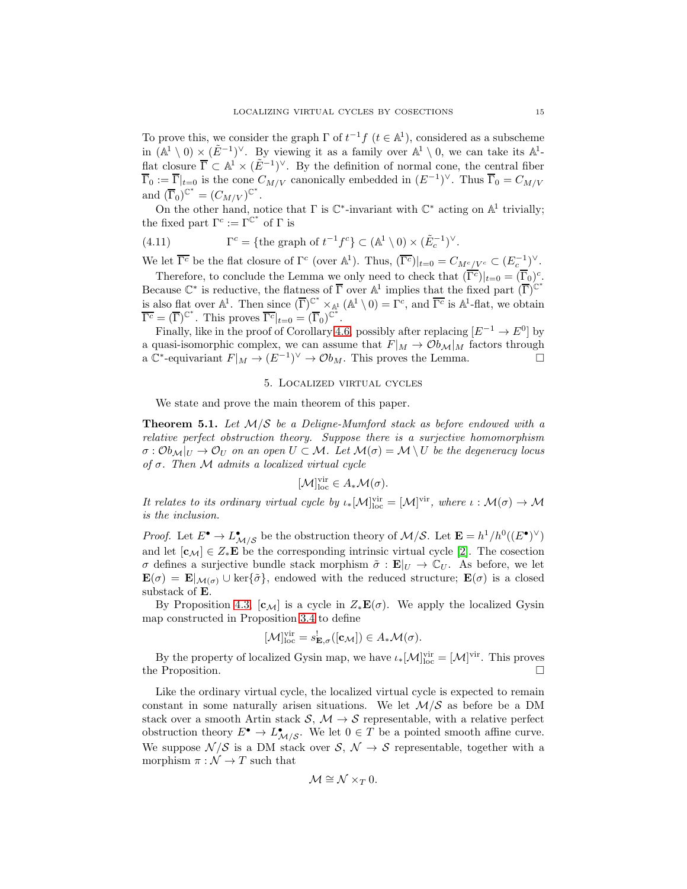To prove this, we consider the graph $\Gamma$ of $t^{-1}f$ ($t \in \mathbb{A}^1$), considered as a subscheme in $(\mathbb{A}^1 \setminus 0) \times (\tilde{E}^{-1})^\vee$. By viewing it as a family over $\mathbb{A}^1 \setminus 0$, we can take its $\mathbb{A}^1$-flat closure $\overline{\Gamma} \subset \mathbb{A}^1 \times (\tilde{E}^{-1})^\vee$. By the definition of normal cone, the central fiber $\overline{\Gamma}_0 := \overline{\Gamma}|_{t=0}$ is the cone $C_{M/V}$ canonically embedded in $(E^{-1})^\vee$. Thus $\overline{\Gamma}_0 = C_{M/V}$ and $(\overline{\Gamma}_0)^{\mathbb{C}^*} = (C_{M/V})^{\mathbb{C}^*}$.

On the other hand, notice that $\Gamma$ is $\mathbb{C}^*$-invariant with $\mathbb{C}^*$ acting on $\mathbb{A}^1$ trivially; the fixed part $\Gamma^c := \Gamma^{\mathbb{C}^*}$ of $\Gamma$ is

$$\Gamma^c = \{\text{the graph of } t^{-1}f^c\} \subset (\mathbb{A}^1 \setminus 0) \times (\tilde{E}_c^{-1})^\vee. \tag{4.11}$$

We let $\overline{\Gamma^c}$ be the flat closure of $\Gamma^c$ (over $\mathbb{A}^1$). Thus, $(\overline{\Gamma^c})|_{t=0} = C_{M^c/V^c} \subset (E_c^{-1})^\vee$.

Therefore, to conclude the Lemma we only need to check that $(\overline{\Gamma^c})|_{t=0} = (\overline{\Gamma}_0)^c$. Because $\mathbb{C}^*$ is reductive, the flatness of $\overline{\Gamma}$ over $\mathbb{A}^1$ implies that the fixed part $(\overline{\Gamma})^{\mathbb{C}^*}$ is also flat over $\mathbb{A}^1$. Then since $(\overline{\Gamma})^{\mathbb{C}^*} \times_{\mathbb{A}^1} (\mathbb{A}^1 \setminus 0) = \Gamma^c$, and $\overline{\Gamma^c}$ is $\mathbb{A}^1$-flat, we obtain $\overline{\Gamma^c} = (\overline{\Gamma})^{\mathbb{C}^*}$. This proves $\overline{\Gamma^c}|_{t=0} = (\overline{\Gamma}_0)^{\mathbb{C}^*}$.

Finally, like in the proof of Corollary 4.6, possibly after replacing $[E^{-1} \to E^0]$ by a quasi-isomorphic complex, we can assume that $F|_M \to \mathcal{O}b_{\mathcal{M}}|_M$ factors through a $\mathbb{C}^*$-equivariant $F|_M \to (E^{-1})^\vee \to \mathcal{O}b_M$. This proves the Lemma. $\square$

## 5. Localized virtual cycles

We state and prove the main theorem of this paper.

**Theorem 5.1.** *Let $\mathcal{M}/\mathcal{S}$ be a Deligne-Mumford stack as before endowed with a relative perfect obstruction theory. Suppose there is a surjective homomorphism $\sigma : \mathcal{O}b_{\mathcal{M}}|_U \to \mathcal{O}_U$ on an open $U \subset \mathcal{M}$. Let $\mathcal{M}(\sigma) = \mathcal{M} \setminus U$ be the degeneracy locus of $\sigma$. Then $\mathcal{M}$ admits a localized virtual cycle*

$$[\mathcal{M}]^{\rm vir}_{\rm loc} \in A_*\mathcal{M}(\sigma).$$

*It relates to its ordinary virtual cycle by $\iota_*[\mathcal{M}]^{\rm vir}_{\rm loc} = [\mathcal{M}]^{\rm vir}$, where $\iota : \mathcal{M}(\sigma) \to \mathcal{M}$ is the inclusion.*

*Proof.* Let $E^\bullet \to L^\bullet_{\mathcal{M}/\mathcal{S}}$ be the obstruction theory of $\mathcal{M}/\mathcal{S}$. Let $\mathbf{E} = h^1/h^0((E^\bullet)^\vee)$ and let $[\mathbf{c}_{\mathcal{M}}] \in Z_*\mathbf{E}$ be the corresponding intrinsic virtual cycle [2]. The cosection $\sigma$ defines a surjective bundle stack morphism $\tilde{\sigma} : \mathbf{E}|_U \to \mathbb{C}_U$. As before, we let $\mathbf{E}(\sigma) = \mathbf{E}|_{\mathcal{M}(\sigma)} \cup \ker\{\tilde{\sigma}\}$, endowed with the reduced structure; $\mathbf{E}(\sigma)$ is a closed substack of $\mathbf{E}$.

By Proposition 4.3, $[\mathbf{c}_{\mathcal{M}}]$ is a cycle in $Z_*\mathbf{E}(\sigma)$. We apply the localized Gysin map constructed in Proposition 3.4 to define

$$[\mathcal{M}]^{\rm vir}_{\rm loc} = s^!_{\mathbf{E},\sigma}([\mathbf{c}_{\mathcal{M}}]) \in A_*\mathcal{M}(\sigma).$$

By the property of localized Gysin map, we have $\iota_*[\mathcal{M}]^{\rm vir}_{\rm loc} = [\mathcal{M}]^{\rm vir}$. This proves the Proposition. $\square$

Like the ordinary virtual cycle, the localized virtual cycle is expected to remain constant in some naturally arisen situations. We let $\mathcal{M}/\mathcal{S}$ as before be a DM stack over a smooth Artin stack $\mathcal{S}$, $\mathcal{M} \to \mathcal{S}$ representable, with a relative perfect obstruction theory $E^\bullet \to L^\bullet_{\mathcal{M}/\mathcal{S}}$. We let $0 \in T$ be a pointed smooth affine curve. We suppose $\mathcal{N}/\mathcal{S}$ is a DM stack over $\mathcal{S}$, $\mathcal{N} \to \mathcal{S}$ representable, together with a morphism $\pi : \mathcal{N} \to T$ such that

$$\mathcal{M} \cong \mathcal{N} \times_T 0.$$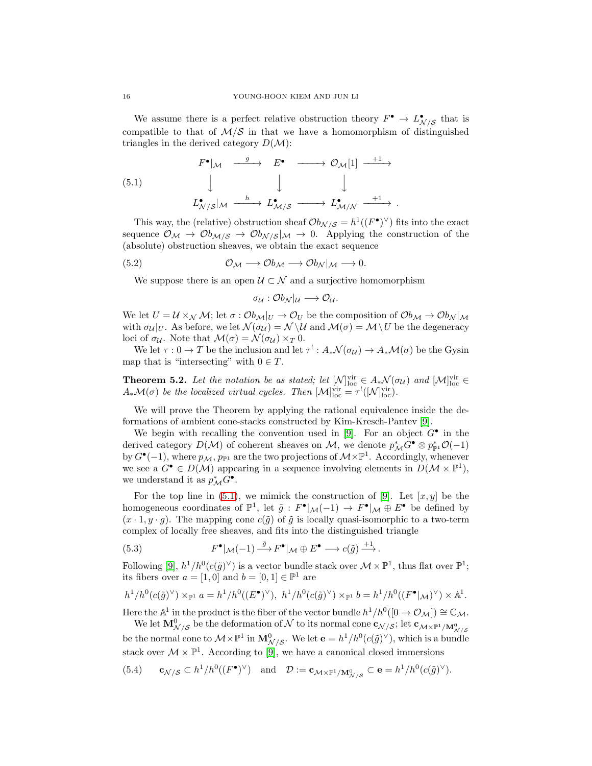We assume there is a perfect relative obstruction theory $F^\bullet \to L^\bullet_{\mathcal{N}/\mathcal{S}}$ that is compatible to that of $\mathcal{M}/\mathcal{S}$ in that we have a homomorphism of distinguished triangles in the derived category $D(\mathcal{M})$:

$$
\begin{array}{ccccccc}
F^\bullet|_{\mathcal{M}} & \xrightarrow{g} & E^\bullet & \longrightarrow & \mathcal{O}_{\mathcal{M}}[1] & \xrightarrow{+1} & \\
\downarrow & & \downarrow & & \downarrow & & \\
L^\bullet_{\mathcal{N}/\mathcal{S}}|_{\mathcal{M}} & \xrightarrow{h} & L^\bullet_{\mathcal{M}/\mathcal{S}} & \longrightarrow & L^\bullet_{\mathcal{M}/\mathcal{N}} & \xrightarrow{+1} & .
\end{array}
\tag{5.1}
$$

This way, the (relative) obstruction sheaf $\mathcal{O}b_{\mathcal{N}/\mathcal{S}} = h^1((F^\bullet)^\vee)$ fits into the exact sequence $\mathcal{O}_{\mathcal{M}} \to \mathcal{O}b_{\mathcal{M}/\mathcal{S}} \to \mathcal{O}b_{\mathcal{N}/\mathcal{S}}|_{\mathcal{M}} \to 0$. Applying the construction of the (absolute) obstruction sheaves, we obtain the exact sequence

$$
\mathcal{O}_{\mathcal{M}} \longrightarrow \mathcal{O}b_{\mathcal{M}} \longrightarrow \mathcal{O}b_{\mathcal{N}}|_{\mathcal{M}} \longrightarrow 0. \tag{5.2}
$$

We suppose there is an open $\mathcal{U} \subset \mathcal{N}$ and a surjective homomorphism

$$
\sigma_{\mathcal{U}} : \mathcal{O}b_{\mathcal{N}}|_{\mathcal{U}} \longrightarrow \mathcal{O}_{\mathcal{U}}.
$$

We let $U = \mathcal{U} \times_{\mathcal{N}} \mathcal{M}$; let $\sigma : \mathcal{O}b_{\mathcal{M}}|_U \to \mathcal{O}_U$ be the composition of $\mathcal{O}b_{\mathcal{M}} \to \mathcal{O}b_{\mathcal{N}}|_{\mathcal{M}}$ with $\sigma_{\mathcal{U}}|_U$. As before, we let $\mathcal{N}(\sigma_{\mathcal{U}}) = \mathcal{N} \setminus \mathcal{U}$ and $\mathcal{M}(\sigma) = \mathcal{M} \setminus U$ be the degeneracy loci of $\sigma_{\mathcal{U}}$. Note that $\mathcal{M}(\sigma) = \mathcal{N}(\sigma_{\mathcal{U}}) \times_T 0$.

We let $\tau : 0 \to T$ be the inclusion and let $\tau^! : A_*\mathcal{N}(\sigma_{\mathcal{U}}) \to A_*\mathcal{M}(\sigma)$ be the Gysin map that is "intersecting" with $0 \in T$.

**Theorem 5.2.** *Let the notation be as stated; let $[\mathcal{N}]^{\mathrm{vir}}_{\mathrm{loc}} \in A_*\mathcal{N}(\sigma_{\mathcal{U}})$ and $[\mathcal{M}]^{\mathrm{vir}}_{\mathrm{loc}} \in A_*\mathcal{M}(\sigma)$ be the localized virtual cycles. Then $[\mathcal{M}]^{\mathrm{vir}}_{\mathrm{loc}} = \tau^!([\mathcal{N}]^{\mathrm{vir}}_{\mathrm{loc}})$.*

We will prove the Theorem by applying the rational equivalence inside the deformations of ambient cone-stacks constructed by Kim-Kresch-Pantev [9].

We begin with recalling the convention used in [9]. For an object $G^\bullet$ in the derived category $D(\mathcal{M})$ of coherent sheaves on $\mathcal{M}$, we denote $p^*_{\mathcal{M}} G^\bullet \otimes p^*_{\mathbb{P}^1}\mathcal{O}(-1)$ by $G^\bullet(-1)$, where $p_{\mathcal{M}}$, $p_{\mathbb{P}^1}$ are the two projections of $\mathcal{M} \times \mathbb{P}^1$. Accordingly, whenever we see a $G^\bullet \in D(\mathcal{M})$ appearing in a sequence involving elements in $D(\mathcal{M} \times \mathbb{P}^1)$, we understand it as $p^*_{\mathcal{M}} G^\bullet$.

For the top line in (5.1), we mimick the construction of [9]. Let $[x, y]$ be the homogeneous coordinates of $\mathbb{P}^1$, let $\tilde{g} : F^\bullet|_{\mathcal{M}}(-1) \to F^\bullet|_{\mathcal{M}} \oplus E^\bullet$ be defined by $(x \cdot 1, y \cdot g)$. The mapping cone $c(\tilde{g})$ of $\tilde{g}$ is locally quasi-isomorphic to a two-term complex of locally free sheaves, and fits into the distinguished triangle

$$
F^\bullet|_{\mathcal{M}}(-1) \xrightarrow{\tilde{g}} F^\bullet|_{\mathcal{M}} \oplus E^\bullet \longrightarrow c(\tilde{g}) \xrightarrow{+1}. \tag{5.3}
$$

Following [9], $h^1/h^0(c(\tilde{g})^\vee)$ is a vector bundle stack over $\mathcal{M} \times \mathbb{P}^1$, thus flat over $\mathbb{P}^1$; its fibers over $a = [1, 0]$ and $b = [0, 1] \in \mathbb{P}^1$ are

$$
h^1/h^0(c(\tilde{g})^\vee) \times_{\mathbb{P}^1} a = h^1/h^0((E^\bullet)^\vee),\ h^1/h^0(c(\tilde{g})^\vee) \times_{\mathbb{P}^1} b = h^1/h^0((F^\bullet|_{\mathcal{M}})^\vee) \times \mathbb{A}^1.
$$

Here the $\mathbb{A}^1$ in the product is the fiber of the vector bundle $h^1/h^0([0 \to \mathcal{O}_{\mathcal{M}}]) \cong \mathbb{C}_{\mathcal{M}}$.

We let $\mathbf{M}^0_{\mathcal{N}/\mathcal{S}}$ be the deformation of $\mathcal{N}$ to its normal cone $\mathbf{c}_{\mathcal{N}/\mathcal{S}}$; let $\mathbf{c}_{\mathcal{M}\times\mathbb{P}^1/\mathbf{M}^0_{\mathcal{N}/\mathcal{S}}}$ be the normal cone to $\mathcal{M} \times \mathbb{P}^1$ in $\mathbf{M}^0_{\mathcal{N}/\mathcal{S}}$. We let $\mathbf{e} = h^1/h^0(c(\tilde{g})^\vee)$, which is a bundle stack over $\mathcal{M} \times \mathbb{P}^1$. According to [9], we have a canonical closed immersions

$$
\mathbf{c}_{\mathcal{N}/\mathcal{S}} \subset h^1/h^0((F^\bullet)^\vee) \quad \text{and} \quad \mathcal{D} := \mathbf{c}_{\mathcal{M}\times\mathbb{P}^1/\mathbf{M}^0_{\mathcal{N}/\mathcal{S}}} \subset \mathbf{e} = h^1/h^0(c(\tilde{g})^\vee). \tag{5.4}
$$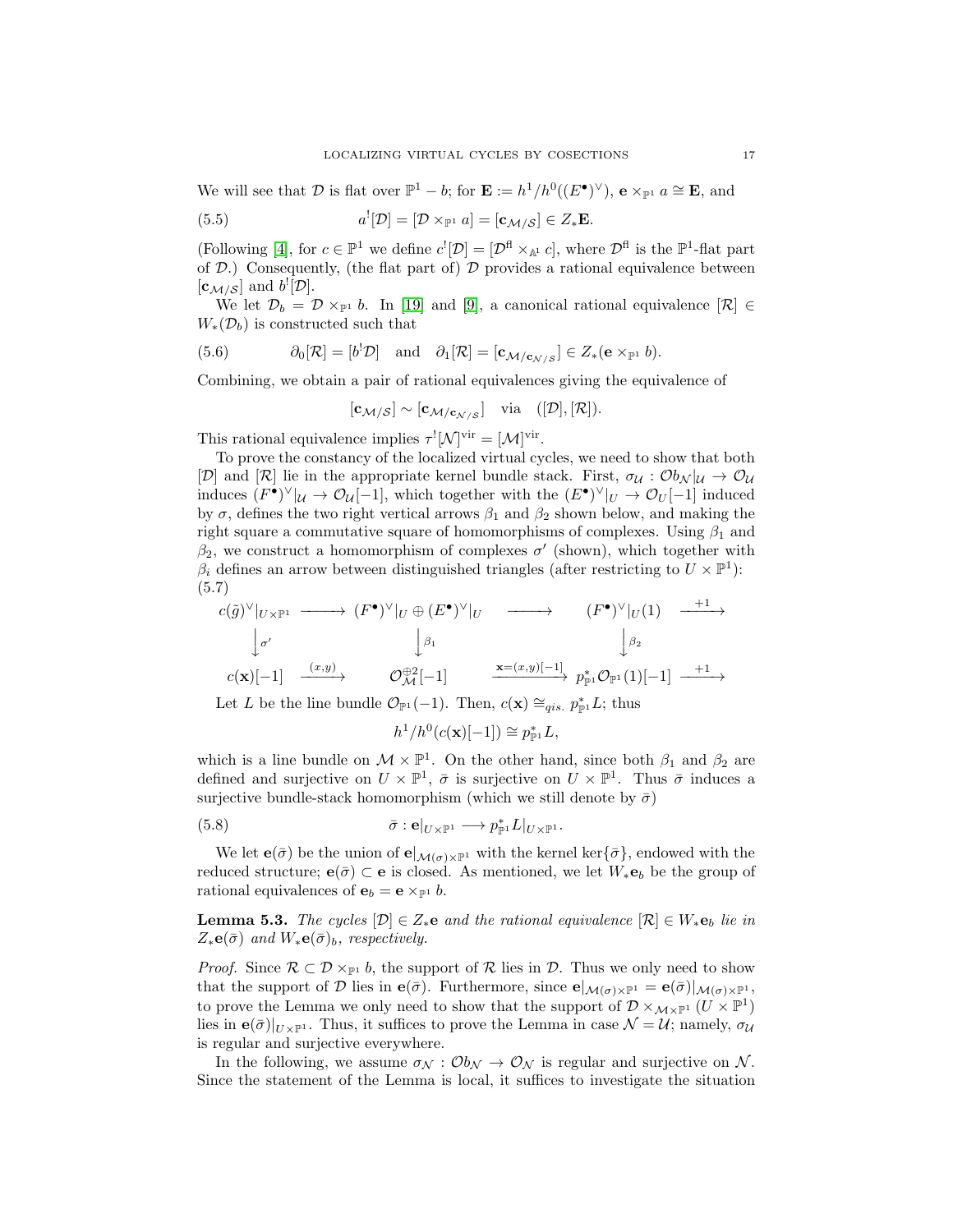We will see that $\mathcal{D}$ is flat over $\mathbb{P}^1 - b$; for $\mathbf{E} := h^1/h^0((E^\bullet)^\vee)$, $\mathbf{e} \times_{\mathbb{P}^1} a \cong \mathbf{E}$, and

$$a^![\mathcal{D}] = [\mathcal{D} \times_{\mathbb{P}^1} a] = [\mathbf{c}_{\mathcal{M}/\mathcal{S}}] \in Z_*\mathbf{E}. \tag{5.5}$$

(Following [4], for $c \in \mathbb{P}^1$ we define $c^![\mathcal{D}] = [\mathcal{D}^{\mathrm{fl}} \times_{\mathbb{A}^1} c]$, where $\mathcal{D}^{\mathrm{fl}}$ is the $\mathbb{P}^1$-flat part of $\mathcal{D}$.) Consequently, (the flat part of) $\mathcal{D}$ provides a rational equivalence between $[\mathbf{c}_{\mathcal{M}/\mathcal{S}}]$ and $b^![\mathcal{D}]$.

We let $\mathcal{D}_b = \mathcal{D} \times_{\mathbb{P}^1} b$. In [19] and [9], a canonical rational equivalence $[\mathcal{R}] \in W_*(\mathcal{D}_b)$ is constructed such that

$$\partial_0[\mathcal{R}] = [b^!\mathcal{D}] \quad \text{and} \quad \partial_1[\mathcal{R}] = [\mathbf{c}_{\mathcal{M}/\mathbf{c}_{\mathcal{N}/\mathcal{S}}}] \in Z_*(\mathbf{e} \times_{\mathbb{P}^1} b). \tag{5.6}$$

Combining, we obtain a pair of rational equivalences giving the equivalence of

$$[\mathbf{c}_{\mathcal{M}/\mathcal{S}}] \sim [\mathbf{c}_{\mathcal{M}/\mathbf{c}_{\mathcal{N}/\mathcal{S}}}] \quad \text{via} \quad ([\mathcal{D}], [\mathcal{R}]).$$

This rational equivalence implies $\tau^![\mathcal{N}]^{\mathrm{vir}} = [\mathcal{M}]^{\mathrm{vir}}$.

To prove the constancy of the localized virtual cycles, we need to show that both $[\mathcal{D}]$ and $[\mathcal{R}]$ lie in the appropriate kernel bundle stack. First, $\sigma_{\mathcal{U}} : \mathcal{O}b_{\mathcal{N}}|_{\mathcal{U}} \to \mathcal{O}_{\mathcal{U}}$ induces $(F^\bullet)^\vee|_{\mathcal{U}} \to \mathcal{O}_{\mathcal{U}}[-1]$, which together with the $(E^\bullet)^\vee|_U \to \mathcal{O}_U[-1]$ induced by $\sigma$, defines the two right vertical arrows $\beta_1$ and $\beta_2$ shown below, and making the right square a commutative square of homomorphisms of complexes. Using $\beta_1$ and $\beta_2$, we construct a homomorphism of complexes $\sigma'$ (shown), which together with $\beta_i$ defines an arrow between distinguished triangles (after restricting to $U \times \mathbb{P}^1$): (5.7)

$$\begin{array}{ccccccc}
c(\tilde{g})^\vee|_{U\times\mathbb{P}^1} & \longrightarrow & (F^\bullet)^\vee|_U \oplus (E^\bullet)^\vee|_U & \longrightarrow & (F^\bullet)^\vee|_U(1) & \xrightarrow{+1} \\
\downarrow{\scriptstyle \sigma'} & & \downarrow{\scriptstyle \beta_1} & & \downarrow{\scriptstyle \beta_2} & \\
c(\mathbf{x})[-1] & \xrightarrow{(x,y)} & \mathcal{O}_{\mathcal{M}}^{\oplus 2}[-1] & \xrightarrow{\mathbf{x}=(x,y)[-1]} & p_{\mathbb{P}^1}^*\mathcal{O}_{\mathbb{P}^1}(1)[-1] & \xrightarrow{+1}
\end{array}$$

Let $L$ be the line bundle $\mathcal{O}_{\mathbb{P}^1}(-1)$. Then, $c(\mathbf{x}) \cong_{qis.} p_{\mathbb{P}^1}^* L$; thus

$$h^1/h^0(c(\mathbf{x})[-1]) \cong p_{\mathbb{P}^1}^* L,$$

which is a line bundle on $\mathcal{M} \times \mathbb{P}^1$. On the other hand, since both $\beta_1$ and $\beta_2$ are defined and surjective on $U \times \mathbb{P}^1$, $\bar{\sigma}$ is surjective on $U \times \mathbb{P}^1$. Thus $\bar{\sigma}$ induces a surjective bundle-stack homomorphism (which we still denote by $\bar{\sigma}$)

$$\bar{\sigma} : \mathbf{e}|_{U\times\mathbb{P}^1} \longrightarrow p_{\mathbb{P}^1}^* L|_{U\times\mathbb{P}^1}. \tag{5.8}$$

We let $\mathbf{e}(\bar{\sigma})$ be the union of $\mathbf{e}|_{\mathcal{M}(\sigma)\times\mathbb{P}^1}$ with the kernel $\ker\{\bar{\sigma}\}$, endowed with the reduced structure; $\mathbf{e}(\bar{\sigma}) \subset \mathbf{e}$ is closed. As mentioned, we let $W_*\mathbf{e}_b$ be the group of rational equivalences of $\mathbf{e}_b = \mathbf{e} \times_{\mathbb{P}^1} b$.

**Lemma 5.3.** *The cycles $[\mathcal{D}] \in Z_*\mathbf{e}$ and the rational equivalence $[\mathcal{R}] \in W_*\mathbf{e}_b$ lie in $Z_*\mathbf{e}(\bar{\sigma})$ and $W_*\mathbf{e}(\bar{\sigma})_b$, respectively.*

*Proof.* Since $\mathcal{R} \subset \mathcal{D} \times_{\mathbb{P}^1} b$, the support of $\mathcal{R}$ lies in $\mathcal{D}$. Thus we only need to show that the support of $\mathcal{D}$ lies in $\mathbf{e}(\bar{\sigma})$. Furthermore, since $\mathbf{e}|_{\mathcal{M}(\sigma)\times\mathbb{P}^1} = \mathbf{e}(\bar{\sigma})|_{\mathcal{M}(\sigma)\times\mathbb{P}^1}$, to prove the Lemma we only need to show that the support of $\mathcal{D} \times_{\mathcal{M}\times\mathbb{P}^1} (U \times \mathbb{P}^1)$ lies in $\mathbf{e}(\bar{\sigma})|_{U\times\mathbb{P}^1}$. Thus, it suffices to prove the Lemma in case $\mathcal{N} = \mathcal{U}$; namely, $\sigma_{\mathcal{U}}$ is regular and surjective everywhere.

In the following, we assume $\sigma_{\mathcal{N}} : \mathcal{O}b_{\mathcal{N}} \to \mathcal{O}_{\mathcal{N}}$ is regular and surjective on $\mathcal{N}$. Since the statement of the Lemma is local, it suffices to investigate the situation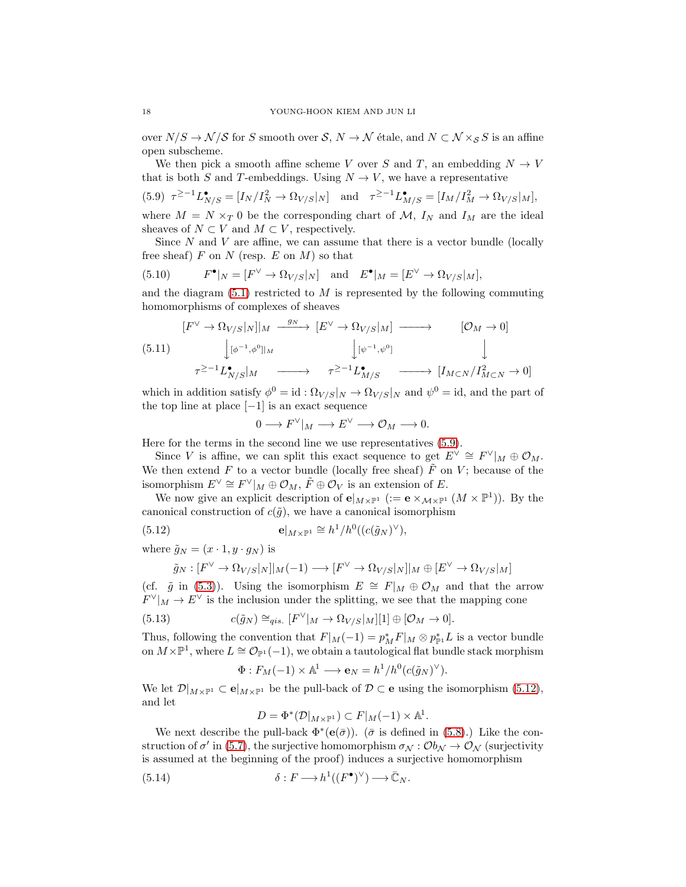over $N/S \to \mathcal{N}/\mathcal{S}$ for $S$ smooth over $\mathcal{S}$, $N \to \mathcal{N}$ étale, and $N \subset \mathcal{N} \times_{\mathcal{S}} S$ is an affine open subscheme.

We then pick a smooth affine scheme $V$ over $S$ and $T$, an embedding $N \to V$ that is both $S$ and $T$-embeddings. Using $N \to V$, we have a representative

$$\tau^{\geq -1} L^\bullet_{N/S} = [I_N/I_N^2 \to \Omega_{V/S}|_N] \quad \text{and} \quad \tau^{\geq -1} L^\bullet_{M/S} = [I_M/I_M^2 \to \Omega_{V/S}|_M], \tag{5.9}$$

where $M = N \times_T 0$ be the corresponding chart of $\mathcal{M}$, $I_N$ and $I_M$ are the ideal sheaves of $N \subset V$ and $M \subset V$, respectively.

Since $N$ and $V$ are affine, we can assume that there is a vector bundle (locally free sheaf) $F$ on $N$ (resp. $E$ on $M$) so that

$$F^\bullet|_N = [F^\vee \to \Omega_{V/S}|_N] \quad \text{and} \quad E^\bullet|_M = [E^\vee \to \Omega_{V/S}|_M], \tag{5.10}$$

and the diagram (5.1) restricted to $M$ is represented by the following commuting homomorphisms of complexes of sheaves

$$\begin{array}{ccccc}
[F^\vee \to \Omega_{V/S}|_N]|_M & \xrightarrow{g_N} & [E^\vee \to \Omega_{V/S}|_M] & \longrightarrow & [\mathcal{O}_M \to 0] \\
\Big\downarrow {\scriptstyle [\phi^{-1},\phi^0]|_M} & & \Big\downarrow {\scriptstyle [\psi^{-1},\psi^0]} & & \Big\downarrow \\
\tau^{\geq -1} L^\bullet_{N/S}|_M & \longrightarrow & \tau^{\geq -1} L^\bullet_{M/S} & \longrightarrow & [I_{M\subset N}/I^2_{M\subset N} \to 0]
\end{array} \tag{5.11}$$

which in addition satisfy $\phi^0 = \mathrm{id} : \Omega_{V/S}|_N \to \Omega_{V/S}|_N$ and $\psi^0 = \mathrm{id}$, and the part of the top line at place $[-1]$ is an exact sequence

$$0 \longrightarrow F^\vee|_M \longrightarrow E^\vee \longrightarrow \mathcal{O}_M \longrightarrow 0.$$

Here for the terms in the second line we use representatives (5.9).

Since $V$ is affine, we can split this exact sequence to get $E^\vee \cong F^\vee|_M \oplus \mathcal{O}_M$. We then extend $F$ to a vector bundle (locally free sheaf) $\tilde{F}$ on $V$; because of the isomorphism $E^\vee \cong F^\vee|_M \oplus \mathcal{O}_M$, $\tilde{F} \oplus \mathcal{O}_V$ is an extension of $E$.

We now give an explicit description of $\mathbf{e}|_{M\times\mathbb{P}^1}$ ($:= \mathbf{e} \times_{\mathcal{M}\times\mathbb{P}^1} (M \times \mathbb{P}^1)$). By the canonical construction of $c(\tilde{g})$, we have a canonical isomorphism

$$\mathbf{e}|_{M\times\mathbb{P}^1} \cong h^1/h^0((c(\tilde{g}_N)^\vee), \tag{5.12}$$

where $\tilde{g}_N = (x \cdot 1, y \cdot g_N)$ is

$$\tilde{g}_N : [F^\vee \to \Omega_{V/S}|_N]|_M(-1) \longrightarrow [F^\vee \to \Omega_{V/S}|_N]|_M \oplus [E^\vee \to \Omega_{V/S}|_M]$$

(cf. $\tilde{g}$ in (5.3)). Using the isomorphism $E \cong F|_M \oplus \mathcal{O}_M$ and that the arrow $F^\vee|_M \to E^\vee$ is the inclusion under the splitting, we see that the mapping cone

$$c(\tilde{g}_N) \cong_{qis.} [F^\vee|_M \to \Omega_{V/S}|_M][1] \oplus [\mathcal{O}_M \to 0]. \tag{5.13}$$

Thus, following the convention that $F|_M(-1) = p_M^* F|_M \otimes p_{\mathbb{P}^1}^* L$ is a vector bundle on $M\times\mathbb{P}^1$, where $L \cong \mathcal{O}_{\mathbb{P}^1}(-1)$, we obtain a tautological flat bundle stack morphism

$$\Phi : F_M(-1) \times \mathbb{A}^1 \longrightarrow \mathbf{e}_N = h^1/h^0(c(\tilde{g}_N)^\vee).$$

We let $\mathcal{D}|_{M\times\mathbb{P}^1} \subset \mathbf{e}|_{M\times\mathbb{P}^1}$ be the pull-back of $\mathcal{D} \subset \mathbf{e}$ using the isomorphism (5.12), and let

$$D = \Phi^*(\mathcal{D}|_{M\times\mathbb{P}^1}) \subset F|_M(-1) \times \mathbb{A}^1.$$

We next describe the pull-back $\Phi^*(\mathbf{e}(\bar{\sigma}))$. ($\bar{\sigma}$ is defined in (5.8).) Like the construction of $\sigma'$ in (5.7), the surjective homomorphism $\sigma_{\mathcal{N}} : \mathcal{O}b_{\mathcal{N}} \to \mathcal{O}_{\mathcal{N}}$ (surjectivity is assumed at the beginning of the proof) induces a surjective homomorphism

$$\delta : F \longrightarrow h^1((F^\bullet)^\vee) \longrightarrow \bar{\mathbb{C}}_N. \tag{5.14}$$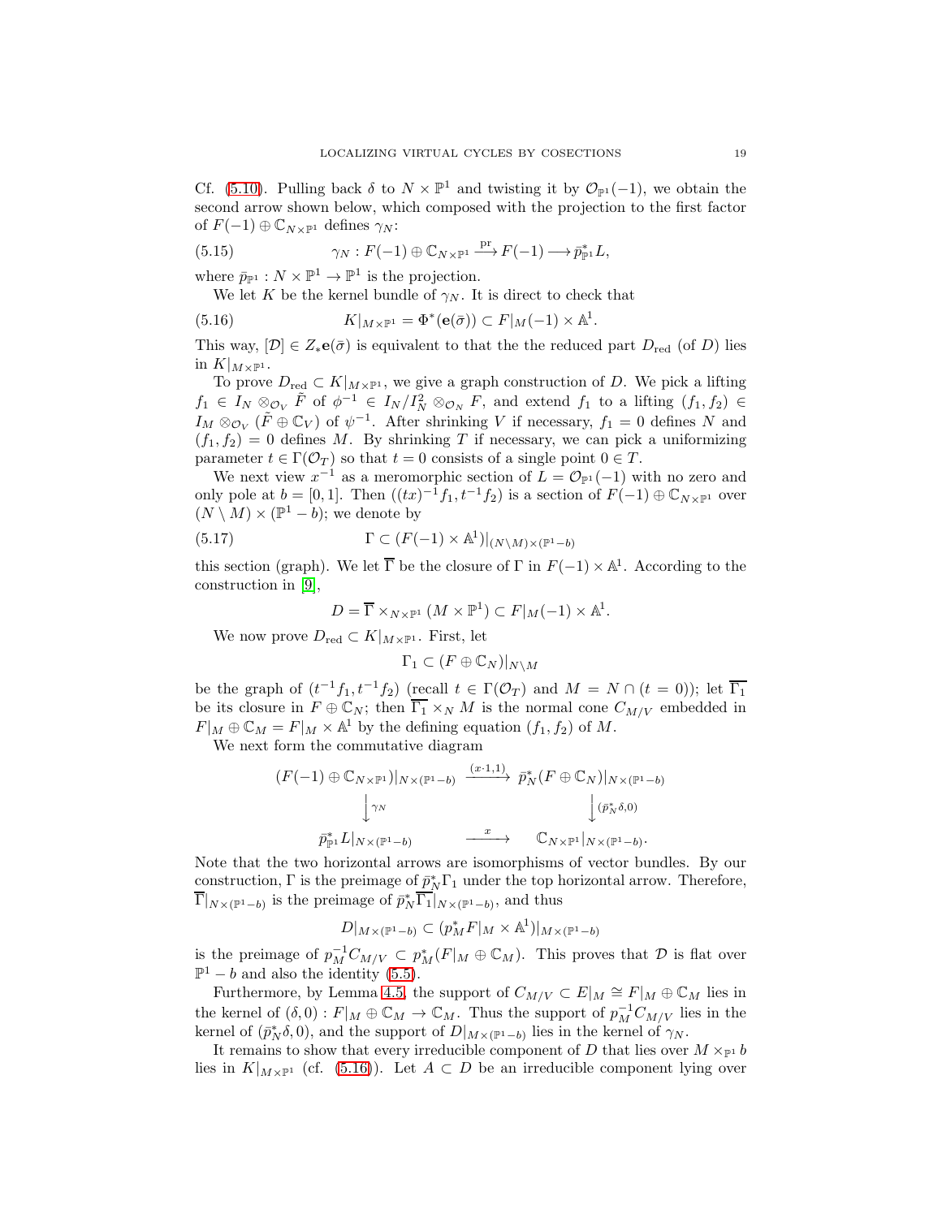Cf. (5.10). Pulling back $\delta$ to $N \times \mathbb{P}^1$ and twisting it by $\mathcal{O}_{\mathbb{P}^1}(-1)$, we obtain the second arrow shown below, which composed with the projection to the first factor of $F(-1) \oplus \mathbb{C}_{N\times\mathbb{P}^1}$ defines $\gamma_N$:

$$\gamma_N : F(-1) \oplus \mathbb{C}_{N\times\mathbb{P}^1} \xrightarrow{\text{pr}} F(-1) \longrightarrow \bar{p}_{\mathbb{P}^1}^* L, \tag{5.15}$$

where $\bar{p}_{\mathbb{P}^1} : N \times \mathbb{P}^1 \to \mathbb{P}^1$ is the projection.

We let $K$ be the kernel bundle of $\gamma_N$. It is direct to check that

$$K|_{M\times\mathbb{P}^1} = \Phi^*(\mathbf{e}(\bar{\sigma})) \subset F|_M(-1) \times \mathbb{A}^1. \tag{5.16}$$

This way, $[\mathcal{D}] \in Z_*\mathbf{e}(\bar{\sigma})$ is equivalent to that the the reduced part $D_{\text{red}}$ (of $D$) lies in $K|_{M\times\mathbb{P}^1}$.

To prove $D_{\text{red}} \subset K|_{M\times\mathbb{P}^1}$, we give a graph construction of $D$. We pick a lifting $f_1 \in I_N \otimes_{\mathcal{O}_V} \tilde{F}$ of $\phi^{-1} \in I_N/I_N^2 \otimes_{\mathcal{O}_N} F$, and extend $f_1$ to a lifting $(f_1, f_2) \in I_M \otimes_{\mathcal{O}_V} (\tilde{F} \oplus \mathbb{C}_V)$ of $\psi^{-1}$. After shrinking $V$ if necessary, $f_1 = 0$ defines $N$ and $(f_1, f_2) = 0$ defines $M$. By shrinking $T$ if necessary, we can pick a uniformizing parameter $t \in \Gamma(\mathcal{O}_T)$ so that $t = 0$ consists of a single point $0 \in T$.

We next view $x^{-1}$ as a meromorphic section of $L = \mathcal{O}_{\mathbb{P}^1}(-1)$ with no zero and only pole at $b = [0, 1]$. Then $((tx)^{-1} f_1, t^{-1} f_2)$ is a section of $F(-1) \oplus \mathbb{C}_{N\times\mathbb{P}^1}$ over $(N \setminus M) \times (\mathbb{P}^1 - b)$; we denote by

$$\Gamma \subset (F(-1) \times \mathbb{A}^1)|_{(N\setminus M)\times(\mathbb{P}^1 - b)} \tag{5.17}$$

this section (graph). We let $\overline{\Gamma}$ be the closure of $\Gamma$ in $F(-1) \times \mathbb{A}^1$. According to the construction in [9],

$$D = \overline{\Gamma} \times_{N\times\mathbb{P}^1} (M \times \mathbb{P}^1) \subset F|_M(-1) \times \mathbb{A}^1.$$

We now prove $D_{\text{red}} \subset K|_{M\times\mathbb{P}^1}$. First, let

$$\Gamma_1 \subset (F \oplus \mathbb{C}_N)|_{N\setminus M}$$

be the graph of $(t^{-1} f_1, t^{-1} f_2)$ (recall $t \in \Gamma(\mathcal{O}_T)$ and $M = N \cap (t = 0)$); let $\overline{\Gamma_1}$ be its closure in $F \oplus \mathbb{C}_N$; then $\overline{\Gamma_1} \times_N M$ is the normal cone $C_{M/V}$ embedded in $F|_M \oplus \mathbb{C}_M = F|_M \times \mathbb{A}^1$ by the defining equation $(f_1, f_2)$ of $M$.

We next form the commutative diagram

$$\begin{array}{ccc}
(F(-1) \oplus \mathbb{C}_{N\times\mathbb{P}^1})|_{N\times(\mathbb{P}^1-b)} & \xrightarrow{(x\cdot 1, 1)} & \bar{p}_N^*(F \oplus \mathbb{C}_N)|_{N\times(\mathbb{P}^1-b)} \\
\Big\downarrow \gamma_N & & \Big\downarrow (\bar{p}_N^*\delta, 0) \\
\bar{p}_{\mathbb{P}^1}^* L|_{N\times(\mathbb{P}^1-b)} & \xrightarrow{x} & \mathbb{C}_{N\times\mathbb{P}^1}|_{N\times(\mathbb{P}^1-b)}.
\end{array}$$

Note that the two horizontal arrows are isomorphisms of vector bundles. By our construction, $\Gamma$ is the preimage of $\bar{p}_N^*\Gamma_1$ under the top horizontal arrow. Therefore, $\overline{\Gamma}|_{N\times(\mathbb{P}^1-b)}$ is the preimage of $\bar{p}_N^*\overline{\Gamma_1}|_{N\times(\mathbb{P}^1-b)}$, and thus

$$D|_{M\times(\mathbb{P}^1-b)} \subset (p_M^* F|_M \times \mathbb{A}^1)|_{M\times(\mathbb{P}^1-b)}$$

is the preimage of $p_M^{-1} C_{M/V} \subset p_M^*(F|_M \oplus \mathbb{C}_M)$. This proves that $\mathcal{D}$ is flat over $\mathbb{P}^1 - b$ and also the identity (5.5).

Furthermore, by Lemma 4.5, the support of $C_{M/V} \subset E|_M \cong F|_M \oplus \mathbb{C}_M$ lies in the kernel of $(\delta, 0) : F|_M \oplus \mathbb{C}_M \to \mathbb{C}_M$. Thus the support of $p_M^{-1} C_{M/V}$ lies in the kernel of $(\bar{p}_N^*\delta, 0)$, and the support of $D|_{M\times(\mathbb{P}^1-b)}$ lies in the kernel of $\gamma_N$.

It remains to show that every irreducible component of $D$ that lies over $M \times_{\mathbb{P}^1} b$ lies in $K|_{M\times\mathbb{P}^1}$ (cf. (5.16)). Let $A \subset D$ be an irreducible component lying over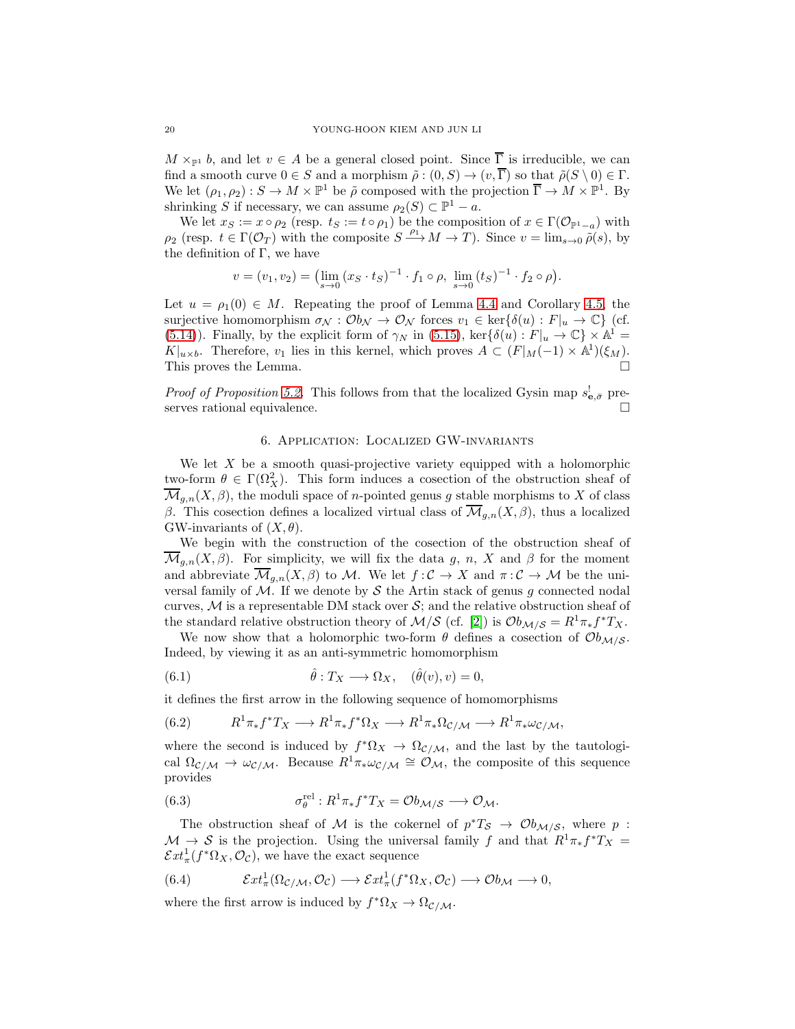$M \times_{\mathbb{P}^1} b$, and let $v \in A$ be a general closed point. Since $\overline{\Gamma}$ is irreducible, we can find a smooth curve $0 \in S$ and a morphism $\tilde{\rho} : (0, S) \to (v, \overline{\Gamma})$ so that $\tilde{\rho}(S \setminus 0) \in \Gamma$. We let $(\rho_1, \rho_2) : S \to M \times \mathbb{P}^1$ be $\tilde{\rho}$ composed with the projection $\overline{\Gamma} \to M \times \mathbb{P}^1$. By shrinking $S$ if necessary, we can assume $\rho_2(S) \subset \mathbb{P}^1 - a$.

We let $x_S := x \circ \rho_2$ (resp. $t_S := t \circ \rho_1$) be the composition of $x \in \Gamma(\mathcal{O}_{\mathbb{P}^1 - a})$ with $\rho_2$ (resp. $t \in \Gamma(\mathcal{O}_T)$ with the composite $S \xrightarrow{\rho_1} M \to T$). Since $v = \lim_{s \to 0} \tilde{\rho}(s)$, by the definition of $\Gamma$, we have

$$v = (v_1, v_2) = \bigl(\lim_{s \to 0} (x_S \cdot t_S)^{-1} \cdot f_1 \circ \rho,\ \lim_{s \to 0} (t_S)^{-1} \cdot f_2 \circ \rho\bigr).$$

Let $u = \rho_1(0) \in M$. Repeating the proof of Lemma 4.4 and Corollary 4.5, the surjective homomorphism $\sigma_{\mathcal{N}} : \mathcal{O}b_{\mathcal{N}} \to \mathcal{O}_{\mathcal{N}}$ forces $v_1 \in \ker\{\delta(u) : F|_u \to \mathbb{C}\}$ (cf. (5.14)). Finally, by the explicit form of $\gamma_N$ in (5.15), $\ker\{\delta(u) : F|_u \to \mathbb{C}\} \times \mathbb{A}^1 = K|_{u \times b}$. Therefore, $v_1$ lies in this kernel, which proves $A \subset (F|_M(-1) \times \mathbb{A}^1)(\xi_M)$. This proves the Lemma. □

*Proof of Proposition 5.2.* This follows from that the localized Gysin map $s^!_{\mathbf{e},\bar{\sigma}}$ preserves rational equivalence. □

## 6. Application: Localized GW-invariants

We let $X$ be a smooth quasi-projective variety equipped with a holomorphic two-form $\theta \in \Gamma(\Omega_X^2)$. This form induces a cosection of the obstruction sheaf of $\overline{\mathcal{M}}_{g,n}(X, \beta)$, the moduli space of $n$-pointed genus $g$ stable morphisms to $X$ of class $\beta$. This cosection defines a localized virtual class of $\overline{\mathcal{M}}_{g,n}(X, \beta)$, thus a localized GW-invariants of $(X, \theta)$.

We begin with the construction of the cosection of the obstruction sheaf of $\overline{\mathcal{M}}_{g,n}(X, \beta)$. For simplicity, we will fix the data $g$, $n$, $X$ and $\beta$ for the moment and abbreviate $\overline{\mathcal{M}}_{g,n}(X, \beta)$ to $\mathcal{M}$. We let $f : \mathcal{C} \to X$ and $\pi : \mathcal{C} \to \mathcal{M}$ be the universal family of $\mathcal{M}$. If we denote by $\mathcal{S}$ the Artin stack of genus $g$ connected nodal curves, $\mathcal{M}$ is a representable DM stack over $\mathcal{S}$; and the relative obstruction sheaf of the standard relative obstruction theory of $\mathcal{M}/\mathcal{S}$ (cf. [2]) is $\mathcal{O}b_{\mathcal{M}/\mathcal{S}} = R^1\pi_* f^* T_X$.

We now show that a holomorphic two-form $\theta$ defines a cosection of $\mathcal{O}b_{\mathcal{M}/\mathcal{S}}$. Indeed, by viewing it as an anti-symmetric homomorphism

$$\hat{\theta} : T_X \longrightarrow \Omega_X, \quad (\hat{\theta}(v), v) = 0, \tag{6.1}$$

it defines the first arrow in the following sequence of homomorphisms

$$R^1\pi_* f^* T_X \longrightarrow R^1\pi_* f^* \Omega_X \longrightarrow R^1\pi_* \Omega_{\mathcal{C}/\mathcal{M}} \longrightarrow R^1\pi_* \omega_{\mathcal{C}/\mathcal{M}}, \tag{6.2}$$

where the second is induced by $f^*\Omega_X \to \Omega_{\mathcal{C}/\mathcal{M}}$, and the last by the tautological $\Omega_{\mathcal{C}/\mathcal{M}} \to \omega_{\mathcal{C}/\mathcal{M}}$. Because $R^1\pi_*\omega_{\mathcal{C}/\mathcal{M}} \cong \mathcal{O}_{\mathcal{M}}$, the composite of this sequence provides

$$\sigma_\theta^{\mathrm{rel}} : R^1\pi_* f^* T_X = \mathcal{O}b_{\mathcal{M}/\mathcal{S}} \longrightarrow \mathcal{O}_{\mathcal{M}}. \tag{6.3}$$

The obstruction sheaf of $\mathcal{M}$ is the cokernel of $p^* T_{\mathcal{S}} \to \mathcal{O}b_{\mathcal{M}/\mathcal{S}}$, where $p : \mathcal{M} \to \mathcal{S}$ is the projection. Using the universal family $f$ and that $R^1\pi_* f^* T_X = \mathcal{E}xt^1_\pi(f^*\Omega_X, \mathcal{O}_{\mathcal{C}})$, we have the exact sequence

$$\mathcal{E}xt^1_\pi(\Omega_{\mathcal{C}/\mathcal{M}}, \mathcal{O}_{\mathcal{C}}) \longrightarrow \mathcal{E}xt^1_\pi(f^*\Omega_X, \mathcal{O}_{\mathcal{C}}) \longrightarrow \mathcal{O}b_{\mathcal{M}} \longrightarrow 0, \tag{6.4}$$

where the first arrow is induced by $f^*\Omega_X \to \Omega_{\mathcal{C}/\mathcal{M}}$.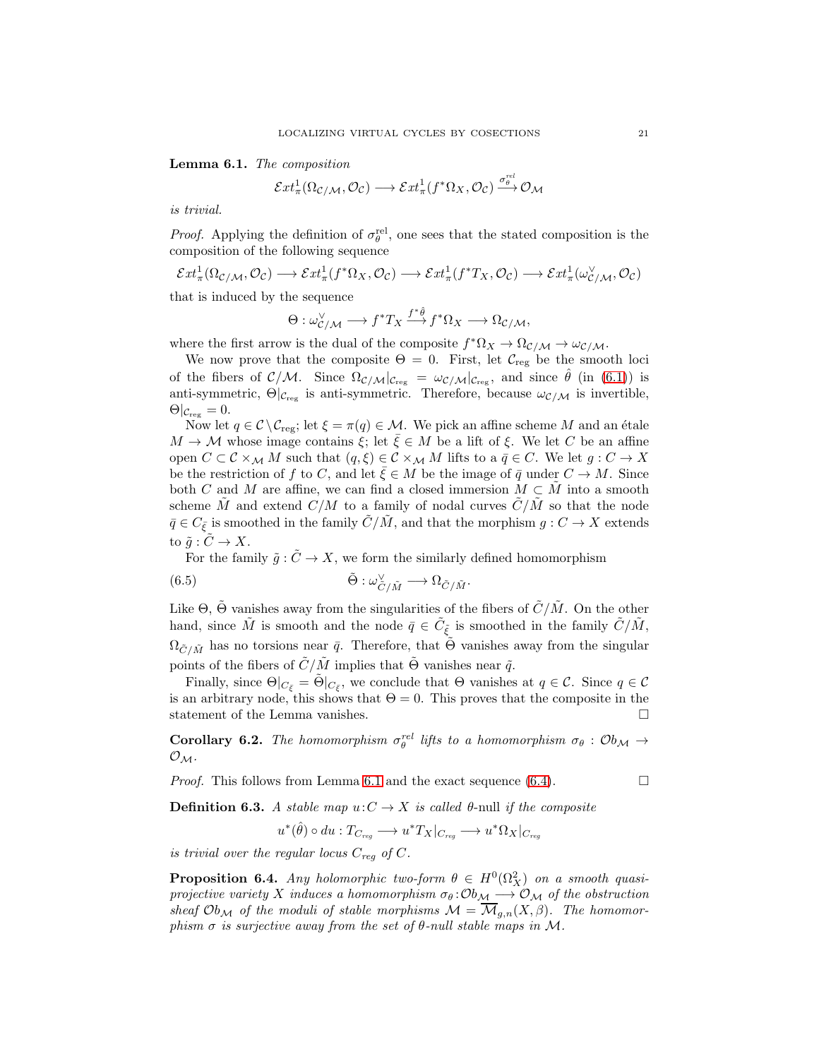**Lemma 6.1.** *The composition*

$$\mathcal{E}xt^1_\pi(\Omega_{\mathcal{C}/\mathcal{M}}, \mathcal{O}_\mathcal{C}) \longrightarrow \mathcal{E}xt^1_\pi(f^*\Omega_X, \mathcal{O}_\mathcal{C}) \xrightarrow{\sigma_\theta^{rel}} \mathcal{O}_\mathcal{M}$$

*is trivial.*

*Proof.* Applying the definition of $\sigma_\theta^{\rm rel}$, one sees that the stated composition is the composition of the following sequence

$$\mathcal{E}xt^1_\pi(\Omega_{\mathcal{C}/\mathcal{M}}, \mathcal{O}_\mathcal{C}) \longrightarrow \mathcal{E}xt^1_\pi(f^*\Omega_X, \mathcal{O}_\mathcal{C}) \longrightarrow \mathcal{E}xt^1_\pi(f^*T_X, \mathcal{O}_\mathcal{C}) \longrightarrow \mathcal{E}xt^1_\pi(\omega^\vee_{\mathcal{C}/\mathcal{M}}, \mathcal{O}_\mathcal{C})$$

that is induced by the sequence

$$\Theta : \omega^\vee_{\mathcal{C}/\mathcal{M}} \longrightarrow f^*T_X \xrightarrow{f^*\hat{\theta}} f^*\Omega_X \longrightarrow \Omega_{\mathcal{C}/\mathcal{M}},$$

where the first arrow is the dual of the composite $f^*\Omega_X \to \Omega_{\mathcal{C}/\mathcal{M}} \to \omega_{\mathcal{C}/\mathcal{M}}$.

We now prove that the composite $\Theta = 0$. First, let $\mathcal{C}_{\rm reg}$ be the smooth loci of the fibers of $\mathcal{C}/\mathcal{M}$. Since $\Omega_{\mathcal{C}/\mathcal{M}}|_{\mathcal{C}_{\rm reg}} = \omega_{\mathcal{C}/\mathcal{M}}|_{\mathcal{C}_{\rm reg}}$, and since $\hat{\theta}$ (in (6.1)) is anti-symmetric, $\Theta|_{\mathcal{C}_{\rm reg}}$ is anti-symmetric. Therefore, because $\omega_{\mathcal{C}/\mathcal{M}}$ is invertible, $\Theta|_{\mathcal{C}_{\rm reg}} = 0$.

Now let $q \in \mathcal{C} \setminus \mathcal{C}_{\rm reg}$; let $\xi = \pi(q) \in \mathcal{M}$. We pick an affine scheme $M$ and an étale $M \to \mathcal{M}$ whose image contains $\xi$; let $\bar{\xi} \in M$ be a lift of $\xi$. We let $C$ be an affine open $C \subset \mathcal{C} \times_\mathcal{M} M$ such that $(q, \xi) \in \mathcal{C} \times_\mathcal{M} M$ lifts to a $\bar{q} \in C$. We let $g : C \to X$ be the restriction of $f$ to $C$, and let $\bar{\xi} \in M$ be the image of $\bar{q}$ under $C \to M$. Since both $C$ and $M$ are affine, we can find a closed immersion $M \subset \tilde{M}$ into a smooth scheme $\tilde{M}$ and extend $C/M$ to a family of nodal curves $\tilde{C}/\tilde{M}$ so that the node $\bar{q} \in C_{\bar{\xi}}$ is smoothed in the family $\tilde{C}/\tilde{M}$, and that the morphism $g : C \to X$ extends to $\tilde{g} : \tilde{C} \to X$.

For the family $\tilde{g} : \tilde{C} \to X$, we form the similarly defined homomorphism

$$\tilde{\Theta} : \omega^\vee_{\tilde{C}/\tilde{M}} \longrightarrow \Omega_{\tilde{C}/\tilde{M}}. \tag{6.5}$$

Like $\Theta$, $\tilde{\Theta}$ vanishes away from the singularities of the fibers of $\tilde{C}/\tilde{M}$. On the other hand, since $\tilde{M}$ is smooth and the node $\bar{q} \in \tilde{C}_{\bar{\xi}}$ is smoothed in the family $\tilde{C}/\tilde{M}$, $\Omega_{\tilde{C}/\tilde{M}}$ has no torsions near $\bar{q}$. Therefore, that $\tilde{\Theta}$ vanishes away from the singular points of the fibers of $\tilde{C}/\tilde{M}$ implies that $\tilde{\Theta}$ vanishes near $\tilde{q}$.

Finally, since $\Theta|_{C_{\bar{\xi}}} = \tilde{\Theta}|_{C_{\bar{\xi}}}$, we conclude that $\Theta$ vanishes at $q \in \mathcal{C}$. Since $q \in \mathcal{C}$ is an arbitrary node, this shows that $\Theta = 0$. This proves that the composite in the statement of the Lemma vanishes. $\square$

**Corollary 6.2.** *The homomorphism $\sigma_\theta^{rel}$ lifts to a homomorphism $\sigma_\theta : \mathcal{O}b_\mathcal{M} \to \mathcal{O}_\mathcal{M}$.*

*Proof.* This follows from Lemma 6.1 and the exact sequence (6.4). $\square$

**Definition 6.3.** *A stable map $u : C \to X$ is called $\theta$-null if the composite*

$$u^*(\hat{\theta}) \circ du : T_{C_{reg}} \longrightarrow u^*T_X|_{C_{reg}} \longrightarrow u^*\Omega_X|_{C_{reg}}$$

*is trivial over the regular locus $C_{reg}$ of $C$.*

**Proposition 6.4.** *Any holomorphic two-form $\theta \in H^0(\Omega^2_X)$ on a smooth quasi-projective variety $X$ induces a homomorphism $\sigma_\theta : \mathcal{O}b_\mathcal{M} \longrightarrow \mathcal{O}_\mathcal{M}$ of the obstruction sheaf $\mathcal{O}b_\mathcal{M}$ of the moduli of stable morphisms $\mathcal{M} = \overline{\mathcal{M}}_{g,n}(X, \beta)$. The homomorphism $\sigma$ is surjective away from the set of $\theta$-null stable maps in $\mathcal{M}$.*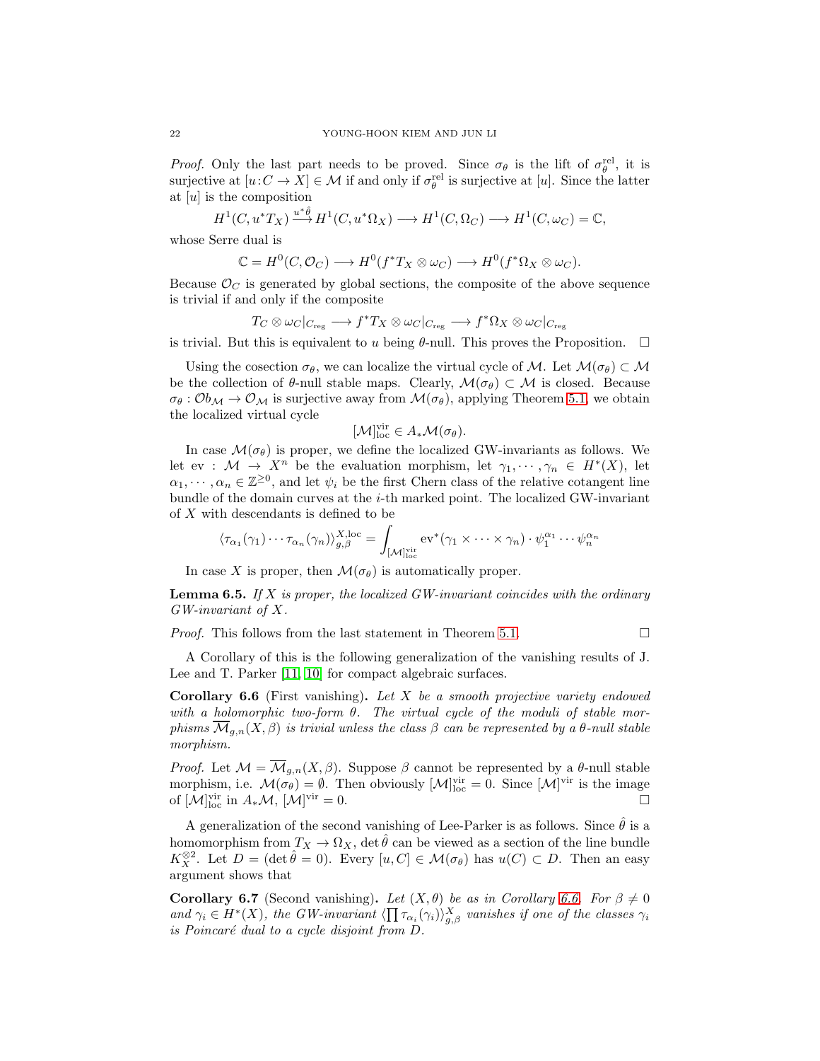*Proof.* Only the last part needs to be proved. Since $\sigma_\theta$ is the lift of $\sigma_\theta^{\rm rel}$, it is surjective at $[u:C\to X]\in\mathcal{M}$ if and only if $\sigma_\theta^{\rm rel}$ is surjective at $[u]$. Since the latter at $[u]$ is the composition

$$H^1(C,u^*T_X)\xrightarrow{u^*\hat\theta}H^1(C,u^*\Omega_X)\longrightarrow H^1(C,\Omega_C)\longrightarrow H^1(C,\omega_C)=\mathbb{C},$$

whose Serre dual is

$$\mathbb{C}=H^0(C,\mathcal{O}_C)\longrightarrow H^0(f^*T_X\otimes\omega_C)\longrightarrow H^0(f^*\Omega_X\otimes\omega_C).$$

Because $\mathcal{O}_C$ is generated by global sections, the composite of the above sequence is trivial if and only if the composite

$$T_C\otimes\omega_C|_{C_{\rm reg}}\longrightarrow f^*T_X\otimes\omega_C|_{C_{\rm reg}}\longrightarrow f^*\Omega_X\otimes\omega_C|_{C_{\rm reg}}$$

is trivial. But this is equivalent to $u$ being $\theta$-null. This proves the Proposition. $\square$

Using the cosection $\sigma_\theta$, we can localize the virtual cycle of $\mathcal{M}$. Let $\mathcal{M}(\sigma_\theta)\subset\mathcal{M}$ be the collection of $\theta$-null stable maps. Clearly, $\mathcal{M}(\sigma_\theta)\subset\mathcal{M}$ is closed. Because $\sigma_\theta:\mathcal{O}b_{\mathcal{M}}\to\mathcal{O}_{\mathcal{M}}$ is surjective away from $\mathcal{M}(\sigma_\theta)$, applying Theorem 5.1, we obtain the localized virtual cycle

$$[\mathcal{M}]^{\rm vir}_{\rm loc}\in A_*\mathcal{M}(\sigma_\theta).$$

In case $\mathcal{M}(\sigma_\theta)$ is proper, we define the localized GW-invariants as follows. We let $\mathrm{ev}:\mathcal{M}\to X^n$ be the evaluation morphism, let $\gamma_1,\cdots,\gamma_n\in H^*(X)$, let $\alpha_1,\cdots,\alpha_n\in\mathbb{Z}^{\geq 0}$, and let $\psi_i$ be the first Chern class of the relative cotangent line bundle of the domain curves at the $i$-th marked point. The localized GW-invariant of $X$ with descendants is defined to be

$$\langle\tau_{\alpha_1}(\gamma_1)\cdots\tau_{\alpha_n}(\gamma_n)\rangle^{X,\rm loc}_{g,\beta}=\int_{[\mathcal{M}]^{\rm vir}_{\rm loc}}\mathrm{ev}^*(\gamma_1\times\cdots\times\gamma_n)\cdot\psi_1^{\alpha_1}\cdots\psi_n^{\alpha_n}$$

In case $X$ is proper, then $\mathcal{M}(\sigma_\theta)$ is automatically proper.

**Lemma 6.5.** *If $X$ is proper, the localized GW-invariant coincides with the ordinary GW-invariant of $X$.*

*Proof.* This follows from the last statement in Theorem 5.1. $\square$

A Corollary of this is the following generalization of the vanishing results of J. Lee and T. Parker [11, 10] for compact algebraic surfaces.

**Corollary 6.6** (First vanishing)**.** *Let $X$ be a smooth projective variety endowed with a holomorphic two-form $\theta$. The virtual cycle of the moduli of stable morphisms $\overline{\mathcal{M}}_{g,n}(X,\beta)$ is trivial unless the class $\beta$ can be represented by a $\theta$-null stable morphism.*

*Proof.* Let $\mathcal{M}=\overline{\mathcal{M}}_{g,n}(X,\beta)$. Suppose $\beta$ cannot be represented by a $\theta$-null stable morphism, i.e. $\mathcal{M}(\sigma_\theta)=\emptyset$. Then obviously $[\mathcal{M}]^{\rm vir}_{\rm loc}=0$. Since $[\mathcal{M}]^{\rm vir}$ is the image of $[\mathcal{M}]^{\rm vir}_{\rm loc}$ in $A_*\mathcal{M}$, $[\mathcal{M}]^{\rm vir}=0$. $\square$

A generalization of the second vanishing of Lee-Parker is as follows. Since $\hat\theta$ is a homomorphism from $T_X\to\Omega_X$, $\det\hat\theta$ can be viewed as a section of the line bundle $K_X^{\otimes 2}$. Let $D=(\det\hat\theta=0)$. Every $[u,C]\in\mathcal{M}(\sigma_\theta)$ has $u(C)\subset D$. Then an easy argument shows that

**Corollary 6.7** (Second vanishing)**.** *Let $(X,\theta)$ be as in Corollary 6.6. For $\beta\neq 0$ and $\gamma_i\in H^*(X)$, the GW-invariant $\langle\prod\tau_{\alpha_i}(\gamma_i)\rangle^X_{g,\beta}$ vanishes if one of the classes $\gamma_i$ is Poincaré dual to a cycle disjoint from $D$.*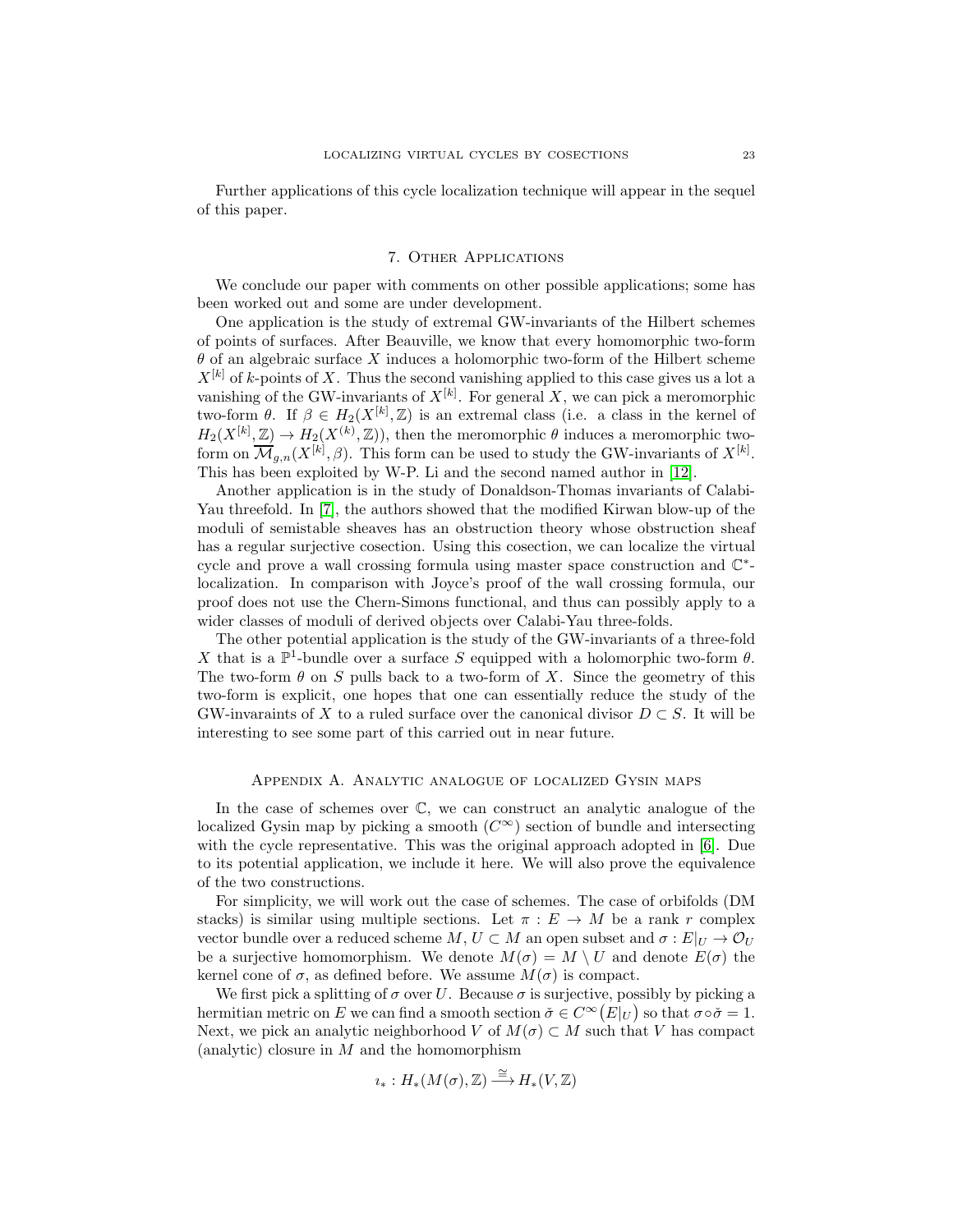Further applications of this cycle localization technique will appear in the sequel of this paper.

## 7. Other Applications

We conclude our paper with comments on other possible applications; some has been worked out and some are under development.

One application is the study of extremal GW-invariants of the Hilbert schemes of points of surfaces. After Beauville, we know that every homomorphic two-form $\theta$ of an algebraic surface $X$ induces a holomorphic two-form of the Hilbert scheme $X^{[k]}$ of $k$-points of $X$. Thus the second vanishing applied to this case gives us a lot a vanishing of the GW-invariants of $X^{[k]}$. For general $X$, we can pick a meromorphic two-form $\theta$. If $\beta \in H_2(X^{[k]}, \mathbb{Z})$ is an extremal class (i.e. a class in the kernel of $H_2(X^{[k]}, \mathbb{Z}) \to H_2(X^{(k)}, \mathbb{Z})$), then the meromorphic $\theta$ induces a meromorphic two-form on $\overline{\mathcal{M}}_{g,n}(X^{[k]}, \beta)$. This form can be used to study the GW-invariants of $X^{[k]}$. This has been exploited by W-P. Li and the second named author in [12].

Another application is in the study of Donaldson-Thomas invariants of Calabi-Yau threefold. In [7], the authors showed that the modified Kirwan blow-up of the moduli of semistable sheaves has an obstruction theory whose obstruction sheaf has a regular surjective cosection. Using this cosection, we can localize the virtual cycle and prove a wall crossing formula using master space construction and $\mathbb{C}^*$-localization. In comparison with Joyce's proof of the wall crossing formula, our proof does not use the Chern-Simons functional, and thus can possibly apply to a wider classes of moduli of derived objects over Calabi-Yau three-folds.

The other potential application is the study of the GW-invariants of a three-fold $X$ that is a $\mathbb{P}^1$-bundle over a surface $S$ equipped with a holomorphic two-form $\theta$. The two-form $\theta$ on $S$ pulls back to a two-form of $X$. Since the geometry of this two-form is explicit, one hopes that one can essentially reduce the study of the GW-invaraints of $X$ to a ruled surface over the canonical divisor $D \subset S$. It will be interesting to see some part of this carried out in near future.

## Appendix A. Analytic analogue of localized Gysin maps

In the case of schemes over $\mathbb{C}$, we can construct an analytic analogue of the localized Gysin map by picking a smooth ($C^\infty$) section of bundle and intersecting with the cycle representative. This was the original approach adopted in [6]. Due to its potential application, we include it here. We will also prove the equivalence of the two constructions.

For simplicity, we will work out the case of schemes. The case of orbifolds (DM stacks) is similar using multiple sections. Let $\pi : E \to M$ be a rank $r$ complex vector bundle over a reduced scheme $M$, $U \subset M$ an open subset and $\sigma : E|_U \to \mathcal{O}_U$ be a surjective homomorphism. We denote $M(\sigma) = M \setminus U$ and denote $E(\sigma)$ the kernel cone of $\sigma$, as defined before. We assume $M(\sigma)$ is compact.

We first pick a splitting of $\sigma$ over $U$. Because $\sigma$ is surjective, possibly by picking a hermitian metric on $E$ we can find a smooth section $\check{\sigma} \in C^\infty\big(E|_U\big)$ so that $\sigma \circ \check{\sigma} = 1$. Next, we pick an analytic neighborhood $V$ of $M(\sigma) \subset M$ such that $V$ has compact (analytic) closure in $M$ and the homomorphism

$$\imath_* : H_*(M(\sigma), \mathbb{Z}) \xrightarrow{\cong} H_*(V, \mathbb{Z})$$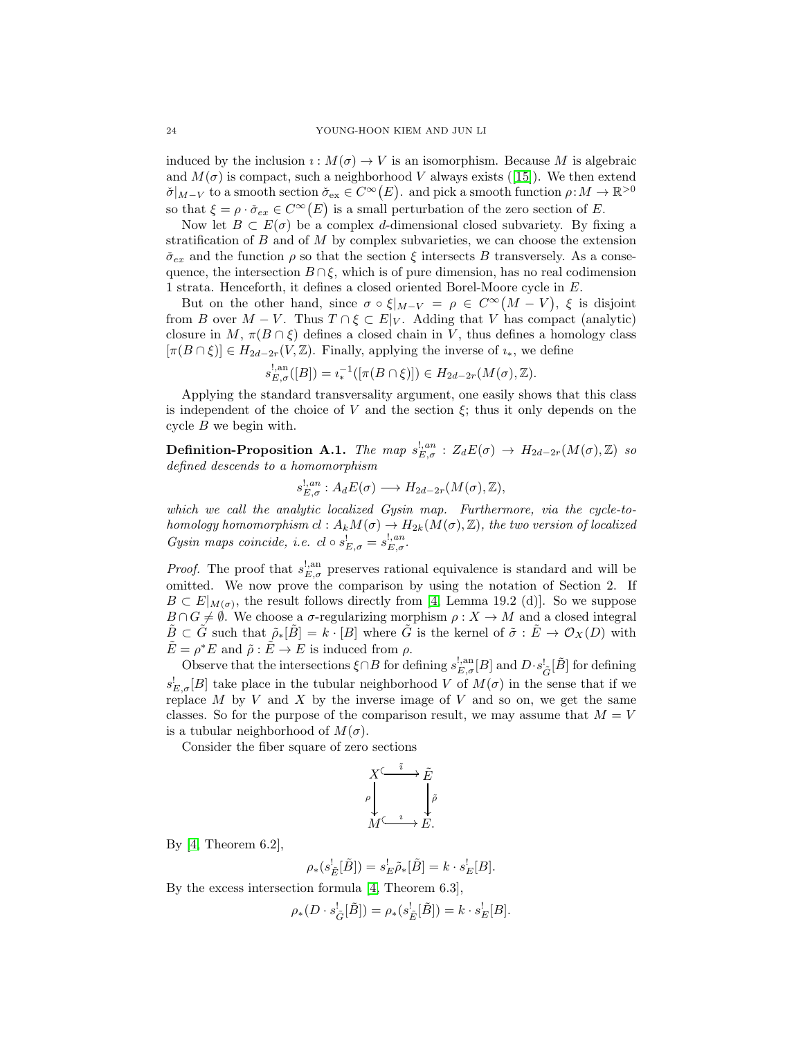induced by the inclusion $\imath : M(\sigma) \to V$ is an isomorphism. Because $M$ is algebraic and $M(\sigma)$ is compact, such a neighborhood $V$ always exists ([15]). We then extend $\check\sigma|_{M-V}$ to a smooth section $\check\sigma_{\rm ex} \in C^\infty\big(E\big)$. and pick a smooth function $\rho : M \to \mathbb{R}^{>0}$ so that $\xi = \rho \cdot \check\sigma_{ex} \in C^\infty\big(E\big)$ is a small perturbation of the zero section of $E$.

Now let $B \subset E(\sigma)$ be a complex $d$-dimensional closed subvariety. By fixing a stratification of $B$ and of $M$ by complex subvarieties, we can choose the extension $\check\sigma_{ex}$ and the function $\rho$ so that the section $\xi$ intersects $B$ transversely. As a consequence, the intersection $B \cap \xi$, which is of pure dimension, has no real codimension 1 strata. Henceforth, it defines a closed oriented Borel-Moore cycle in $E$.

But on the other hand, since $\sigma \circ \xi|_{M-V} = \rho \in C^\infty\big(M - V\big)$, $\xi$ is disjoint from $B$ over $M - V$. Thus $T \cap \xi \subset E|_V$. Adding that $V$ has compact (analytic) closure in $M$, $\pi(B \cap \xi)$ defines a closed chain in $V$, thus defines a homology class $[\pi(B \cap \xi)] \in H_{2d-2r}(V, \mathbb{Z})$. Finally, applying the inverse of $\imath_*$, we define

$$s^{!,\rm an}_{E,\sigma}([B]) = \imath_*^{-1}([\pi(B \cap \xi)]) \in H_{2d-2r}(M(\sigma), \mathbb{Z}).$$

Applying the standard transversality argument, one easily shows that this class is independent of the choice of $V$ and the section $\xi$; thus it only depends on the cycle $B$ we begin with.

**Definition-Proposition A.1.** *The map $s^{!,an}_{E,\sigma} : Z_d E(\sigma) \to H_{2d-2r}(M(\sigma), \mathbb{Z})$ so defined descends to a homomorphism*

$$s^{!,an}_{E,\sigma} : A_d E(\sigma) \longrightarrow H_{2d-2r}(M(\sigma), \mathbb{Z}),$$

*which we call the analytic localized Gysin map. Furthermore, via the cycle-to-homology homomorphism $cl : A_k M(\sigma) \to H_{2k}(M(\sigma), \mathbb{Z})$, the two version of localized Gysin maps coincide, i.e. $cl \circ s^!_{E,\sigma} = s^{!,an}_{E,\sigma}$.*

*Proof.* The proof that $s^{!,\rm an}_{E,\sigma}$ preserves rational equivalence is standard and will be omitted. We now prove the comparison by using the notation of Section 2. If $B \subset E|_{M(\sigma)}$, the result follows directly from [4, Lemma 19.2 (d)]. So we suppose $B \cap G \neq \emptyset$. We choose a $\sigma$-regularizing morphism $\rho : X \to M$ and a closed integral $\tilde B \subset \tilde G$ such that $\tilde\rho_*[\tilde B] = k \cdot [B]$ where $\tilde G$ is the kernel of $\tilde\sigma : \tilde E \to \mathcal{O}_X(D)$ with $\tilde E = \rho^* E$ and $\tilde\rho : \tilde E \to E$ is induced from $\rho$.

Observe that the intersections $\xi \cap B$ for defining $s^{!,\rm an}_{E,\sigma}[B]$ and $D \cdot s^!_{\tilde G}[\tilde B]$ for defining $s^!_{E,\sigma}[B]$ take place in the tubular neighborhood $V$ of $M(\sigma)$ in the sense that if we replace $M$ by $V$ and $X$ by the inverse image of $V$ and so on, we get the same classes. So for the purpose of the comparison result, we may assume that $M = V$ is a tubular neighborhood of $M(\sigma)$.

Consider the fiber square of zero sections

$$\begin{array}{ccc} X & \xrightarrow{\ \tilde\imath\ } & \tilde E \\ {\scriptstyle\rho}\downarrow & & \downarrow{\scriptstyle\tilde\rho} \\ M & \xrightarrow{\ \imath\ } & E. \end{array}$$

By [4, Theorem 6.2],

$$\rho_*(s^!_{\tilde E}[\tilde B]) = s^!_E \tilde\rho_*[\tilde B] = k \cdot s^!_E[B].$$

By the excess intersection formula [4, Theorem 6.3],

$$\rho_*(D \cdot s^!_{\tilde G}[\tilde B]) = \rho_*(s^!_{\tilde E}[\tilde B]) = k \cdot s^!_E[B].$$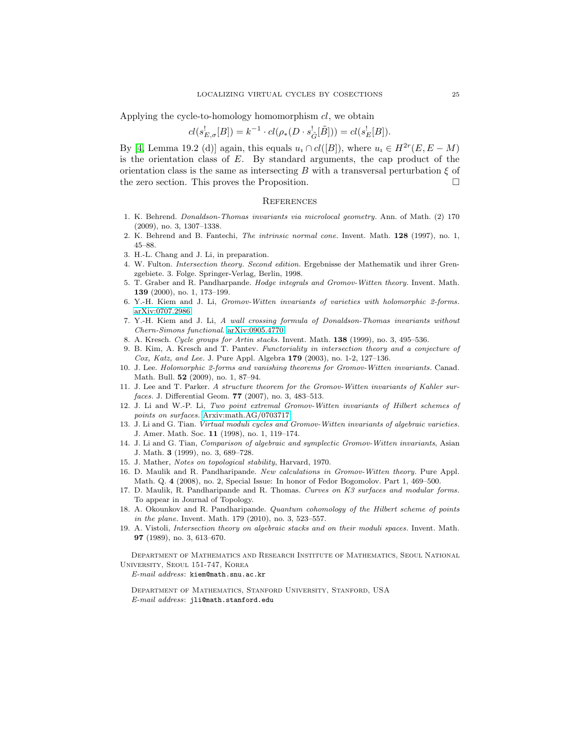Applying the cycle-to-homology homomorphism $cl$, we obtain

$$cl(s^!_{E,\sigma}[B]) = k^{-1} \cdot cl(\rho_*(D \cdot s^!_{\tilde{G}}[\tilde{B}])) = cl(s^!_E[B]).$$

By [4, Lemma 19.2 (d)] again, this equals $u_\imath \cap cl([B])$, where $u_\imath \in H^{2r}(E, E - M)$ is the orientation class of $E$. By standard arguments, the cap product of the orientation class is the same as intersecting $B$ with a transversal perturbation $\xi$ of the zero section. This proves the Proposition. □

## References

1. K. Behrend. *Donaldson-Thomas invariants via microlocal geometry.* Ann. of Math. (2) 170 (2009), no. 3, 1307–1338.
2. K. Behrend and B. Fantechi, *The intrinsic normal cone.* Invent. Math. **128** (1997), no. 1, 45–88.
3. H.-L. Chang and J. Li, in preparation.
4. W. Fulton. *Intersection theory. Second edition.* Ergebnisse der Mathematik und ihrer Grenzgebiete. 3. Folge. Springer-Verlag, Berlin, 1998.
5. T. Graber and R. Pandharpande. *Hodge integrals and Gromov-Witten theory.* Invent. Math. **139** (2000), no. 1, 173–199.
6. Y.-H. Kiem and J. Li, *Gromov-Witten invariants of varieties with holomorphic 2-forms.* arXiv:0707.2986
7. Y.-H. Kiem and J. Li, *A wall crossing formula of Donaldson-Thomas invariants without Chern-Simons functional.* arXiv:0905.4770
8. A. Kresch. *Cycle groups for Artin stacks.* Invent. Math. **138** (1999), no. 3, 495–536.
9. B. Kim, A. Kresch and T. Pantev. *Functoriality in intersection theory and a conjecture of Cox, Katz, and Lee.* J. Pure Appl. Algebra **179** (2003), no. 1-2, 127–136.
10. J. Lee. *Holomorphic 2-forms and vanishing theorems for Gromov-Witten invariants.* Canad. Math. Bull. **52** (2009), no. 1, 87–94.
11. J. Lee and T. Parker. *A structure theorem for the Gromov-Witten invariants of Kahler surfaces.* J. Differential Geom. **77** (2007), no. 3, 483–513.
12. J. Li and W.-P. Li, *Two point extremal Gromov-Witten invariants of Hilbert schemes of points on surfaces.* Arxiv:math.AG/0703717
13. J. Li and G. Tian. *Virtual moduli cycles and Gromov-Witten invariants of algebraic varieties.* J. Amer. Math. Soc. **11** (1998), no. 1, 119–174.
14. J. Li and G. Tian, *Comparison of algebraic and symplectic Gromov-Witten invariants*, Asian J. Math. **3** (1999), no. 3, 689–728.
15. J. Mather, *Notes on topological stability*, Harvard, 1970.
16. D. Maulik and R. Pandharipande. *New calculations in Gromov-Witten theory.* Pure Appl. Math. Q. **4** (2008), no. 2, Special Issue: In honor of Fedor Bogomolov. Part 1, 469–500.
17. D. Maulik, R. Pandharipande and R. Thomas. *Curves on K3 surfaces and modular forms.* To appear in Journal of Topology.
18. A. Okounkov and R. Pandharipande. *Quantum cohomology of the Hilbert scheme of points in the plane.* Invent. Math. 179 (2010), no. 3, 523–557.
19. A. Vistoli, *Intersection theory on algebraic stacks and on their moduli spaces.* Invent. Math. **97** (1989), no. 3, 613–670.

Department of Mathematics and Research Institute of Mathematics, Seoul National University, Seoul 151-747, Korea

*E-mail address*: kiem@math.snu.ac.kr

Department of Mathematics, Stanford University, Stanford, USA

*E-mail address*: jli@math.stanford.edu